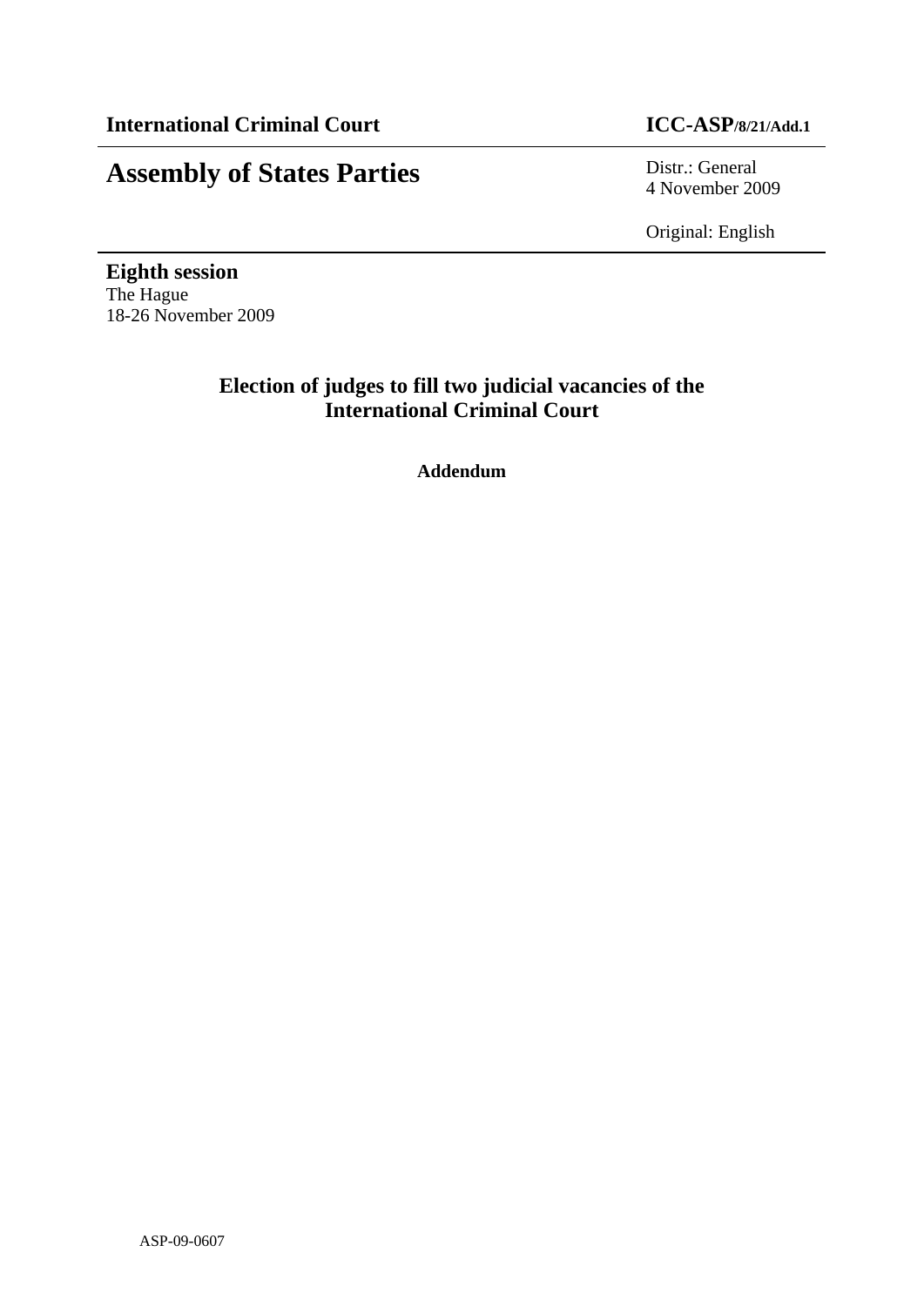**International Criminal Court** **ICC-ASP/8/21/Add.1**

# Assembly of States Parties

Distr.: General
4 November 2009

Original: English

**Eighth session**
The Hague
18-26 November 2009

## Election of judges to fill two judicial vacancies of the International Criminal Court

**Addendum**

ASP-09-0607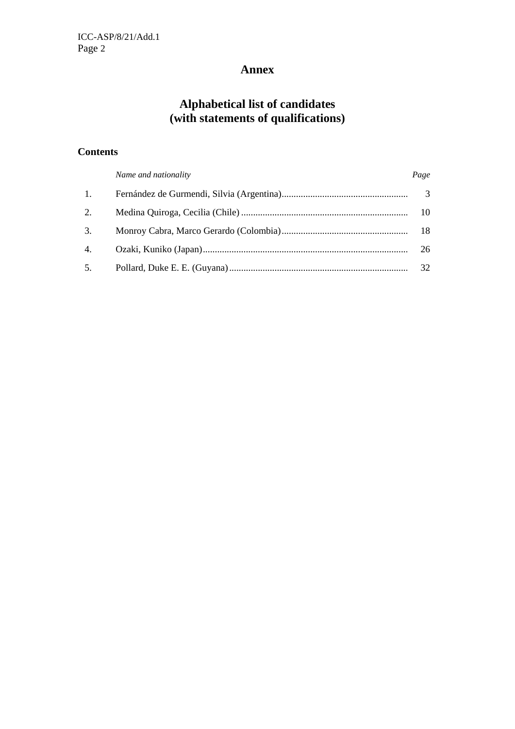# Annex

## Alphabetical list of candidates (with statements of qualifications)

### Contents

| | *Name and nationality* | *Page* |
|---|---|---|
| 1. | Fernández de Gurmendi, Silvia (Argentina) | 3 |
| 2. | Medina Quiroga, Cecilia (Chile) | 10 |
| 3. | Monroy Cabra, Marco Gerardo (Colombia) | 18 |
| 4. | Ozaki, Kuniko (Japan) | 26 |
| 5. | Pollard, Duke E. E. (Guyana) | 32 |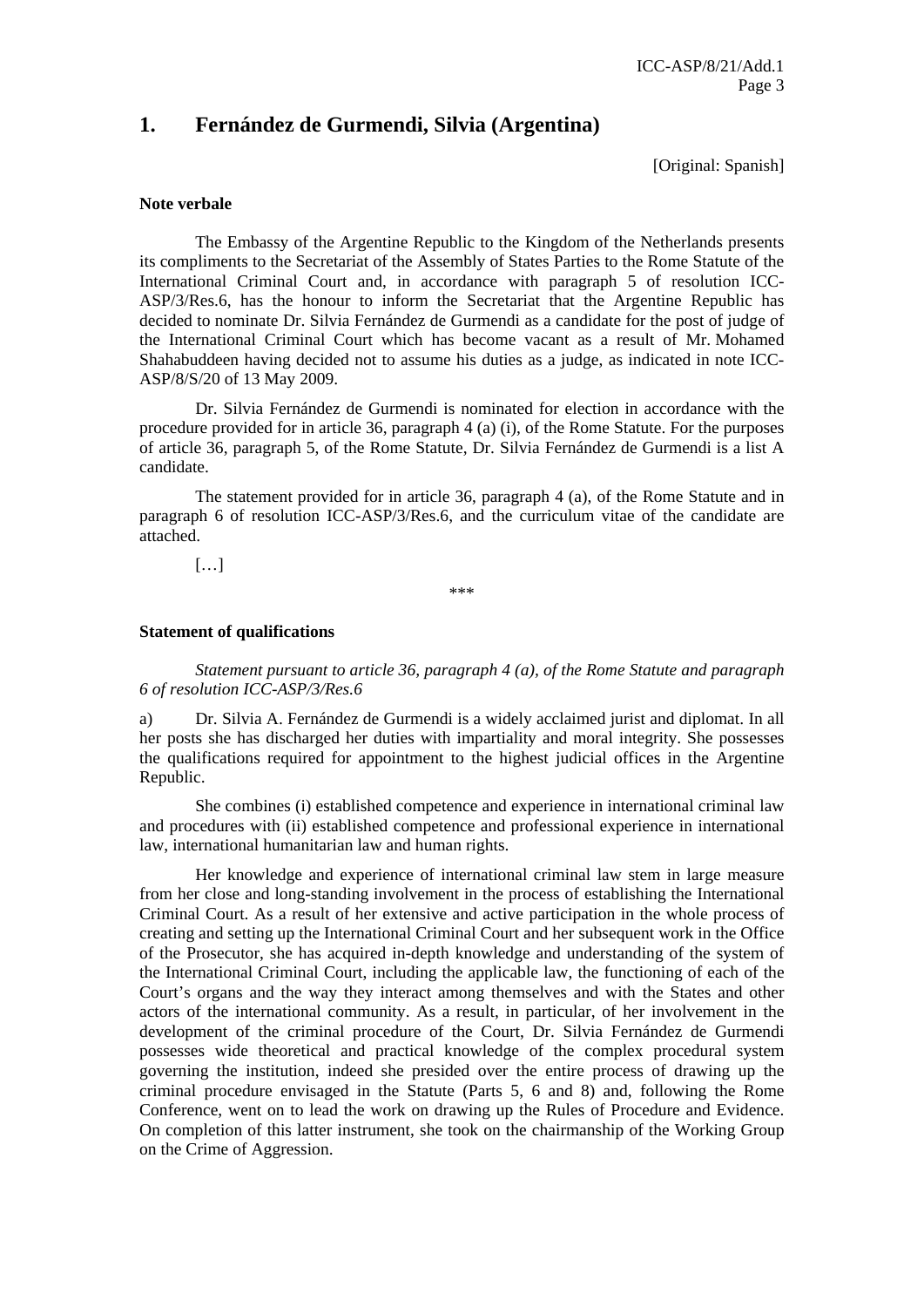# 1. Fernández de Gurmendi, Silvia (Argentina)

[Original: Spanish]

**Note verbale**

The Embassy of the Argentine Republic to the Kingdom of the Netherlands presents its compliments to the Secretariat of the Assembly of States Parties to the Rome Statute of the International Criminal Court and, in accordance with paragraph 5 of resolution ICC-ASP/3/Res.6, has the honour to inform the Secretariat that the Argentine Republic has decided to nominate Dr. Silvia Fernández de Gurmendi as a candidate for the post of judge of the International Criminal Court which has become vacant as a result of Mr. Mohamed Shahabuddeen having decided not to assume his duties as a judge, as indicated in note ICC-ASP/8/S/20 of 13 May 2009.

Dr. Silvia Fernández de Gurmendi is nominated for election in accordance with the procedure provided for in article 36, paragraph 4 (a) (i), of the Rome Statute. For the purposes of article 36, paragraph 5, of the Rome Statute, Dr. Silvia Fernández de Gurmendi is a list A candidate.

The statement provided for in article 36, paragraph 4 (a), of the Rome Statute and in paragraph 6 of resolution ICC-ASP/3/Res.6, and the curriculum vitae of the candidate are attached.

[…]

\*\*\*

**Statement of qualifications**

*Statement pursuant to article 36, paragraph 4 (a), of the Rome Statute and paragraph 6 of resolution ICC-ASP/3/Res.6*

a) Dr. Silvia A. Fernández de Gurmendi is a widely acclaimed jurist and diplomat. In all her posts she has discharged her duties with impartiality and moral integrity. She possesses the qualifications required for appointment to the highest judicial offices in the Argentine Republic.

She combines (i) established competence and experience in international criminal law and procedures with (ii) established competence and professional experience in international law, international humanitarian law and human rights.

Her knowledge and experience of international criminal law stem in large measure from her close and long-standing involvement in the process of establishing the International Criminal Court. As a result of her extensive and active participation in the whole process of creating and setting up the International Criminal Court and her subsequent work in the Office of the Prosecutor, she has acquired in-depth knowledge and understanding of the system of the International Criminal Court, including the applicable law, the functioning of each of the Court's organs and the way they interact among themselves and with the States and other actors of the international community. As a result, in particular, of her involvement in the development of the criminal procedure of the Court, Dr. Silvia Fernández de Gurmendi possesses wide theoretical and practical knowledge of the complex procedural system governing the institution, indeed she presided over the entire process of drawing up the criminal procedure envisaged in the Statute (Parts 5, 6 and 8) and, following the Rome Conference, went on to lead the work on drawing up the Rules of Procedure and Evidence. On completion of this latter instrument, she took on the chairmanship of the Working Group on the Crime of Aggression.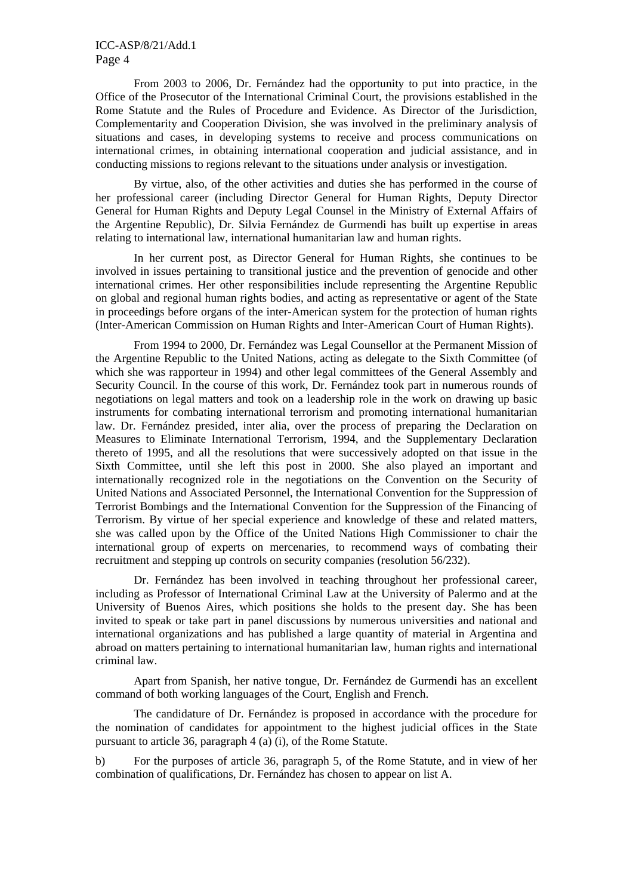From 2003 to 2006, Dr. Fernández had the opportunity to put into practice, in the Office of the Prosecutor of the International Criminal Court, the provisions established in the Rome Statute and the Rules of Procedure and Evidence. As Director of the Jurisdiction, Complementarity and Cooperation Division, she was involved in the preliminary analysis of situations and cases, in developing systems to receive and process communications on international crimes, in obtaining international cooperation and judicial assistance, and in conducting missions to regions relevant to the situations under analysis or investigation.

By virtue, also, of the other activities and duties she has performed in the course of her professional career (including Director General for Human Rights, Deputy Director General for Human Rights and Deputy Legal Counsel in the Ministry of External Affairs of the Argentine Republic), Dr. Silvia Fernández de Gurmendi has built up expertise in areas relating to international law, international humanitarian law and human rights.

In her current post, as Director General for Human Rights, she continues to be involved in issues pertaining to transitional justice and the prevention of genocide and other international crimes. Her other responsibilities include representing the Argentine Republic on global and regional human rights bodies, and acting as representative or agent of the State in proceedings before organs of the inter-American system for the protection of human rights (Inter-American Commission on Human Rights and Inter-American Court of Human Rights).

From 1994 to 2000, Dr. Fernández was Legal Counsellor at the Permanent Mission of the Argentine Republic to the United Nations, acting as delegate to the Sixth Committee (of which she was rapporteur in 1994) and other legal committees of the General Assembly and Security Council. In the course of this work, Dr. Fernández took part in numerous rounds of negotiations on legal matters and took on a leadership role in the work on drawing up basic instruments for combating international terrorism and promoting international humanitarian law. Dr. Fernández presided, inter alia, over the process of preparing the Declaration on Measures to Eliminate International Terrorism, 1994, and the Supplementary Declaration thereto of 1995, and all the resolutions that were successively adopted on that issue in the Sixth Committee, until she left this post in 2000. She also played an important and internationally recognized role in the negotiations on the Convention on the Security of United Nations and Associated Personnel, the International Convention for the Suppression of Terrorist Bombings and the International Convention for the Suppression of the Financing of Terrorism. By virtue of her special experience and knowledge of these and related matters, she was called upon by the Office of the United Nations High Commissioner to chair the international group of experts on mercenaries, to recommend ways of combating their recruitment and stepping up controls on security companies (resolution 56/232).

Dr. Fernández has been involved in teaching throughout her professional career, including as Professor of International Criminal Law at the University of Palermo and at the University of Buenos Aires, which positions she holds to the present day. She has been invited to speak or take part in panel discussions by numerous universities and national and international organizations and has published a large quantity of material in Argentina and abroad on matters pertaining to international humanitarian law, human rights and international criminal law.

Apart from Spanish, her native tongue, Dr. Fernández de Gurmendi has an excellent command of both working languages of the Court, English and French.

The candidature of Dr. Fernández is proposed in accordance with the procedure for the nomination of candidates for appointment to the highest judicial offices in the State pursuant to article 36, paragraph 4 (a) (i), of the Rome Statute.

b) For the purposes of article 36, paragraph 5, of the Rome Statute, and in view of her combination of qualifications, Dr. Fernández has chosen to appear on list A.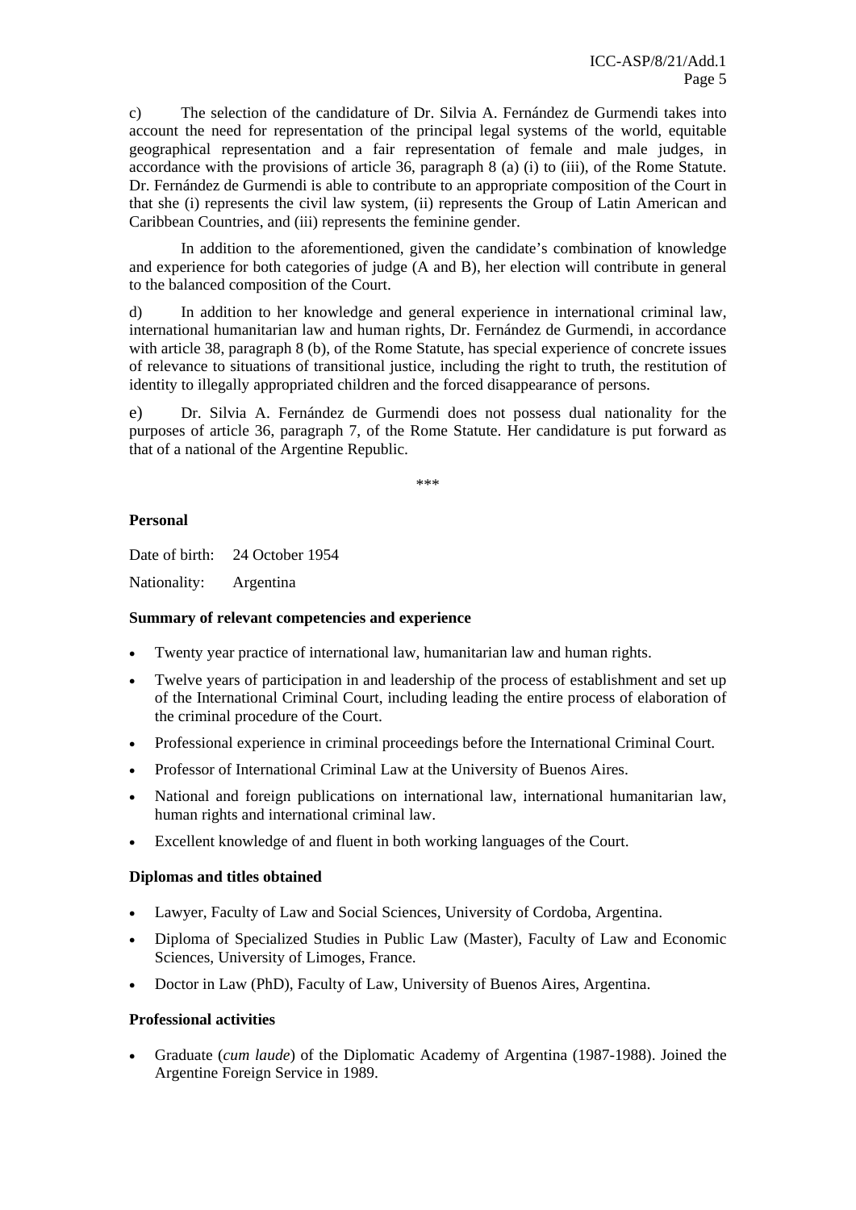c) The selection of the candidature of Dr. Silvia A. Fernández de Gurmendi takes into account the need for representation of the principal legal systems of the world, equitable geographical representation and a fair representation of female and male judges, in accordance with the provisions of article 36, paragraph 8 (a) (i) to (iii), of the Rome Statute. Dr. Fernández de Gurmendi is able to contribute to an appropriate composition of the Court in that she (i) represents the civil law system, (ii) represents the Group of Latin American and Caribbean Countries, and (iii) represents the feminine gender.

In addition to the aforementioned, given the candidate's combination of knowledge and experience for both categories of judge (A and B), her election will contribute in general to the balanced composition of the Court.

d) In addition to her knowledge and general experience in international criminal law, international humanitarian law and human rights, Dr. Fernández de Gurmendi, in accordance with article 38, paragraph 8 (b), of the Rome Statute, has special experience of concrete issues of relevance to situations of transitional justice, including the right to truth, the restitution of identity to illegally appropriated children and the forced disappearance of persons.

e) Dr. Silvia A. Fernández de Gurmendi does not possess dual nationality for the purposes of article 36, paragraph 7, of the Rome Statute. Her candidature is put forward as that of a national of the Argentine Republic.

***

**Personal**

Date of birth: 24 October 1954

Nationality: Argentina

**Summary of relevant competencies and experience**

- Twenty year practice of international law, humanitarian law and human rights.
- Twelve years of participation in and leadership of the process of establishment and set up of the International Criminal Court, including leading the entire process of elaboration of the criminal procedure of the Court.
- Professional experience in criminal proceedings before the International Criminal Court.
- Professor of International Criminal Law at the University of Buenos Aires.
- National and foreign publications on international law, international humanitarian law, human rights and international criminal law.
- Excellent knowledge of and fluent in both working languages of the Court.

**Diplomas and titles obtained**

- Lawyer, Faculty of Law and Social Sciences, University of Cordoba, Argentina.
- Diploma of Specialized Studies in Public Law (Master), Faculty of Law and Economic Sciences, University of Limoges, France.
- Doctor in Law (PhD), Faculty of Law, University of Buenos Aires, Argentina.

**Professional activities**

- Graduate (*cum laude*) of the Diplomatic Academy of Argentina (1987-1988). Joined the Argentine Foreign Service in 1989.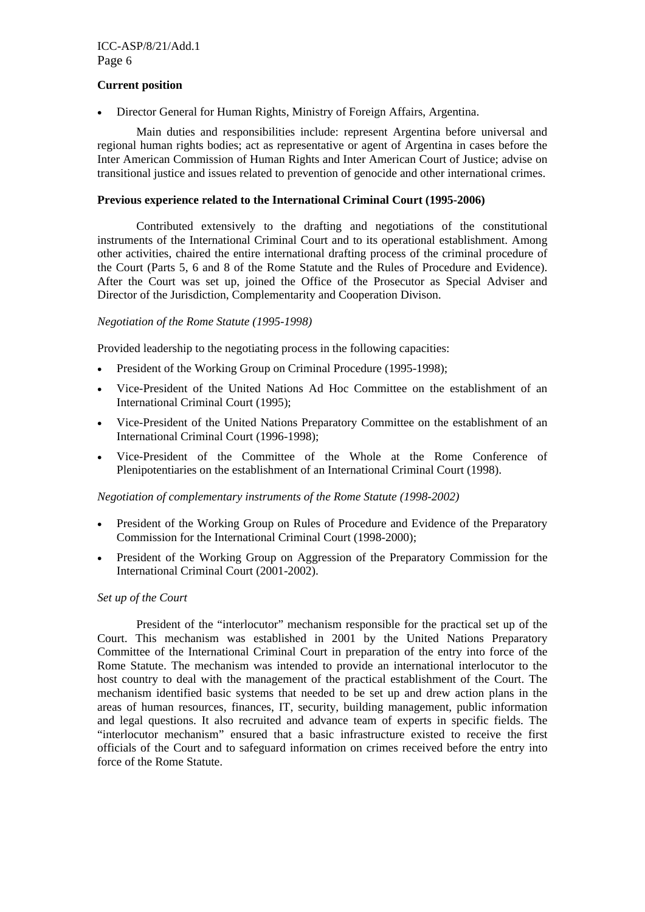**Current position**

- Director General for Human Rights, Ministry of Foreign Affairs, Argentina.

Main duties and responsibilities include: represent Argentina before universal and regional human rights bodies; act as representative or agent of Argentina in cases before the Inter American Commission of Human Rights and Inter American Court of Justice; advise on transitional justice and issues related to prevention of genocide and other international crimes.

**Previous experience related to the International Criminal Court (1995-2006)**

Contributed extensively to the drafting and negotiations of the constitutional instruments of the International Criminal Court and to its operational establishment. Among other activities, chaired the entire international drafting process of the criminal procedure of the Court (Parts 5, 6 and 8 of the Rome Statute and the Rules of Procedure and Evidence). After the Court was set up, joined the Office of the Prosecutor as Special Adviser and Director of the Jurisdiction, Complementarity and Cooperation Divison.

*Negotiation of the Rome Statute (1995-1998)*

Provided leadership to the negotiating process in the following capacities:

- President of the Working Group on Criminal Procedure (1995-1998);
- Vice-President of the United Nations Ad Hoc Committee on the establishment of an International Criminal Court (1995);
- Vice-President of the United Nations Preparatory Committee on the establishment of an International Criminal Court (1996-1998);
- Vice-President of the Committee of the Whole at the Rome Conference of Plenipotentiaries on the establishment of an International Criminal Court (1998).

*Negotiation of complementary instruments of the Rome Statute (1998-2002)*

- President of the Working Group on Rules of Procedure and Evidence of the Preparatory Commission for the International Criminal Court (1998-2000);
- President of the Working Group on Aggression of the Preparatory Commission for the International Criminal Court (2001-2002).

*Set up of the Court*

President of the "interlocutor" mechanism responsible for the practical set up of the Court. This mechanism was established in 2001 by the United Nations Preparatory Committee of the International Criminal Court in preparation of the entry into force of the Rome Statute. The mechanism was intended to provide an international interlocutor to the host country to deal with the management of the practical establishment of the Court. The mechanism identified basic systems that needed to be set up and drew action plans in the areas of human resources, finances, IT, security, building management, public information and legal questions. It also recruited and advance team of experts in specific fields. The "interlocutor mechanism" ensured that a basic infrastructure existed to receive the first officials of the Court and to safeguard information on crimes received before the entry into force of the Rome Statute.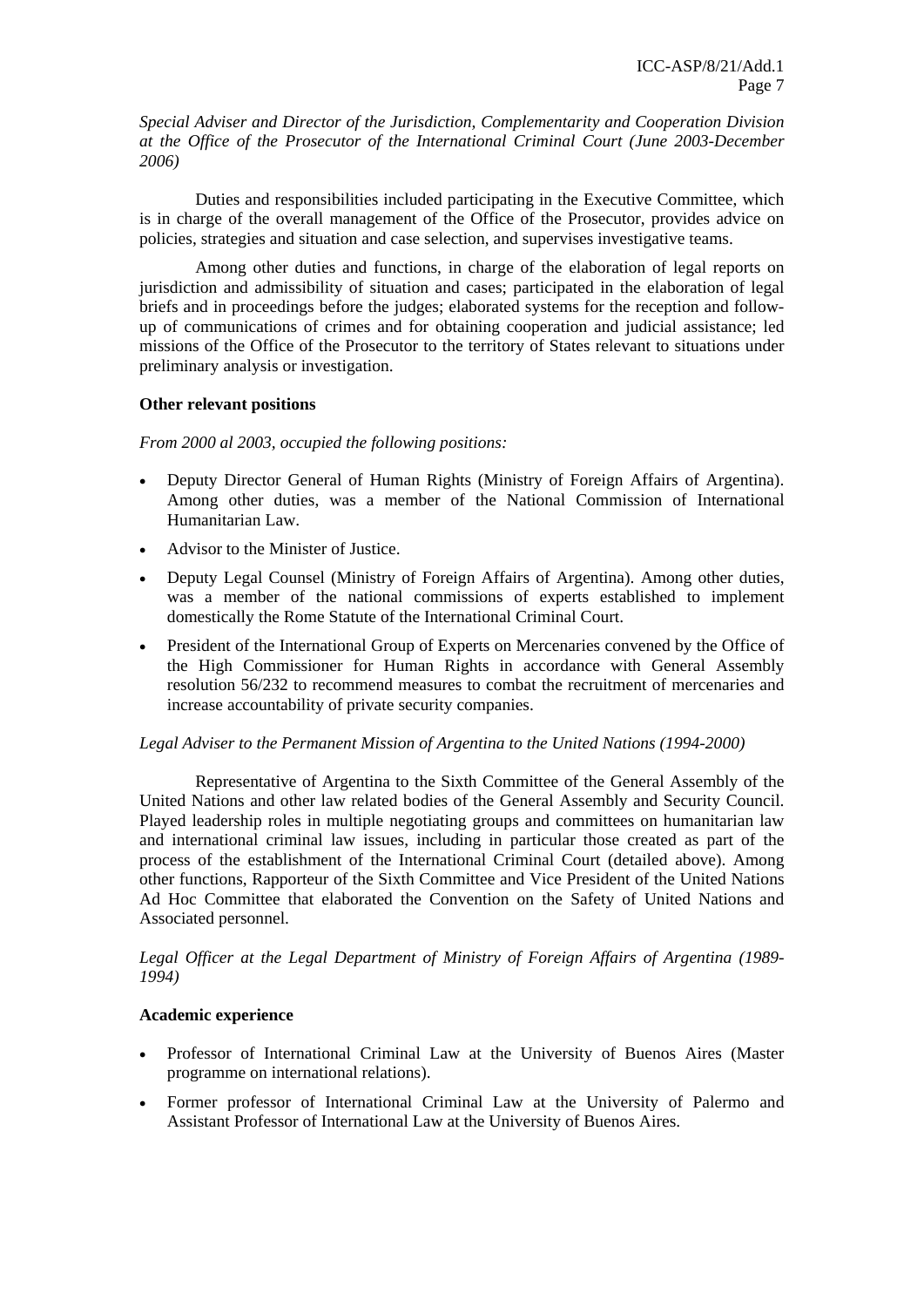*Special Adviser and Director of the Jurisdiction, Complementarity and Cooperation Division at the Office of the Prosecutor of the International Criminal Court (June 2003-December 2006)*

Duties and responsibilities included participating in the Executive Committee, which is in charge of the overall management of the Office of the Prosecutor, provides advice on policies, strategies and situation and case selection, and supervises investigative teams.

Among other duties and functions, in charge of the elaboration of legal reports on jurisdiction and admissibility of situation and cases; participated in the elaboration of legal briefs and in proceedings before the judges; elaborated systems for the reception and follow-up of communications of crimes and for obtaining cooperation and judicial assistance; led missions of the Office of the Prosecutor to the territory of States relevant to situations under preliminary analysis or investigation.

**Other relevant positions**

*From 2000 al 2003, occupied the following positions:*

- Deputy Director General of Human Rights (Ministry of Foreign Affairs of Argentina). Among other duties, was a member of the National Commission of International Humanitarian Law.
- Advisor to the Minister of Justice.
- Deputy Legal Counsel (Ministry of Foreign Affairs of Argentina). Among other duties, was a member of the national commissions of experts established to implement domestically the Rome Statute of the International Criminal Court.
- President of the International Group of Experts on Mercenaries convened by the Office of the High Commissioner for Human Rights in accordance with General Assembly resolution 56/232 to recommend measures to combat the recruitment of mercenaries and increase accountability of private security companies.

*Legal Adviser to the Permanent Mission of Argentina to the United Nations (1994-2000)*

Representative of Argentina to the Sixth Committee of the General Assembly of the United Nations and other law related bodies of the General Assembly and Security Council. Played leadership roles in multiple negotiating groups and committees on humanitarian law and international criminal law issues, including in particular those created as part of the process of the establishment of the International Criminal Court (detailed above). Among other functions, Rapporteur of the Sixth Committee and Vice President of the United Nations Ad Hoc Committee that elaborated the Convention on the Safety of United Nations and Associated personnel.

*Legal Officer at the Legal Department of Ministry of Foreign Affairs of Argentina (1989-1994)*

**Academic experience**

- Professor of International Criminal Law at the University of Buenos Aires (Master programme on international relations).
- Former professor of International Criminal Law at the University of Palermo and Assistant Professor of International Law at the University of Buenos Aires.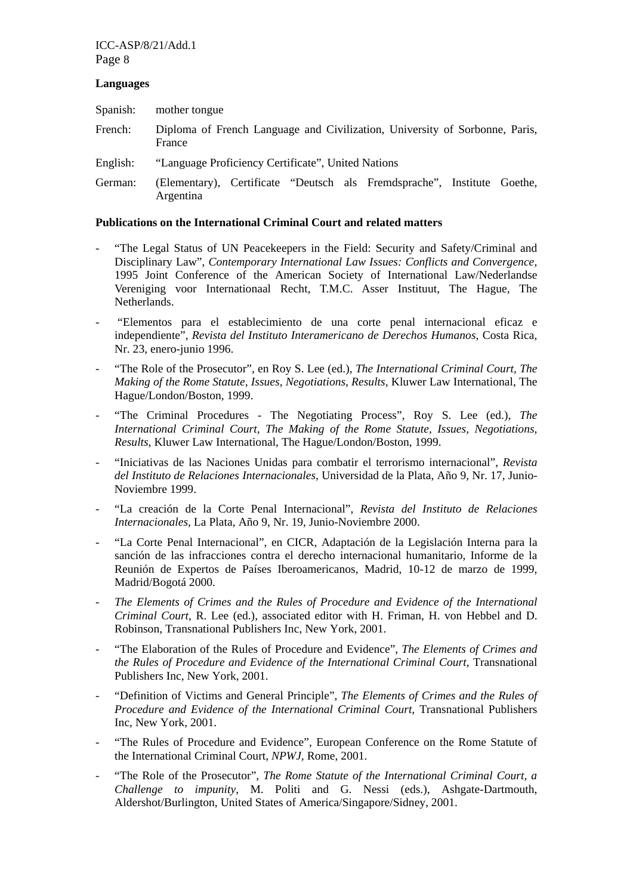**Languages**

Spanish: mother tongue

French: Diploma of French Language and Civilization, University of Sorbonne, Paris, France

English: "Language Proficiency Certificate", United Nations

German: (Elementary), Certificate "Deutsch als Fremdsprache", Institute Goethe, Argentina

**Publications on the International Criminal Court and related matters**

- "The Legal Status of UN Peacekeepers in the Field: Security and Safety/Criminal and Disciplinary Law", *Contemporary International Law Issues: Conflicts and Convergence*, 1995 Joint Conference of the American Society of International Law/Nederlandse Vereniging voor Internationaal Recht, T.M.C. Asser Instituut, The Hague, The Netherlands.
- "Elementos para el establecimiento de una corte penal internacional eficaz e independiente", *Revista del Instituto Interamericano de Derechos Humanos*, Costa Rica, Nr. 23, enero-junio 1996.
- "The Role of the Prosecutor", en Roy S. Lee (ed.), *The International Criminal Court, The Making of the Rome Statute, Issues, Negotiations, Results,* Kluwer Law International, The Hague/London/Boston, 1999.
- "The Criminal Procedures - The Negotiating Process", Roy S. Lee (ed.), *The International Criminal Court, The Making of the Rome Statute, Issues, Negotiations, Results,* Kluwer Law International, The Hague/London/Boston, 1999.
- "Iniciativas de las Naciones Unidas para combatir el terrorismo internacional", *Revista del Instituto de Relaciones Internacionales*, Universidad de la Plata, Año 9, Nr. 17, Junio-Noviembre 1999.
- "La creación de la Corte Penal Internacional", *Revista del Instituto de Relaciones Internacionales*, La Plata, Año 9, Nr. 19, Junio-Noviembre 2000.
- "La Corte Penal Internacional", en CICR, Adaptación de la Legislación Interna para la sanción de las infracciones contra el derecho internacional humanitario, Informe de la Reunión de Expertos de Países Iberoamericanos, Madrid, 10-12 de marzo de 1999, Madrid/Bogotá 2000.
- *The Elements of Crimes and the Rules of Procedure and Evidence of the International Criminal Court*, R. Lee (ed.), associated editor with H. Friman, H. von Hebbel and D. Robinson, Transnational Publishers Inc, New York, 2001.
- "The Elaboration of the Rules of Procedure and Evidence", *The Elements of Crimes and the Rules of Procedure and Evidence of the International Criminal Court*, Transnational Publishers Inc, New York, 2001.
- "Definition of Victims and General Principle", *The Elements of Crimes and the Rules of Procedure and Evidence of the International Criminal Court*, Transnational Publishers Inc, New York, 2001.
- "The Rules of Procedure and Evidence", European Conference on the Rome Statute of the International Criminal Court, *NPWJ*, Rome, 2001.
- "The Role of the Prosecutor", *The Rome Statute of the International Criminal Court, a Challenge to impunity*, M. Politi and G. Nessi (eds.), Ashgate-Dartmouth, Aldershot/Burlington, United States of America/Singapore/Sidney, 2001.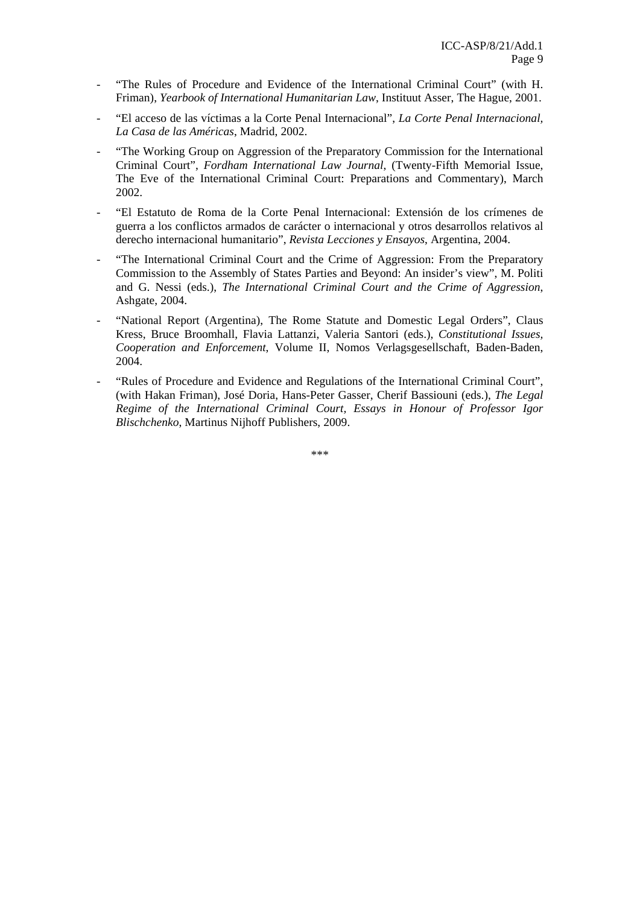- “The Rules of Procedure and Evidence of the International Criminal Court” (with H. Friman), *Yearbook of International Humanitarian Law*, Instituut Asser, The Hague, 2001.

- “El acceso de las víctimas a la Corte Penal Internacional”, *La Corte Penal Internacional, La Casa de las Américas*, Madrid, 2002.

- “The Working Group on Aggression of the Preparatory Commission for the International Criminal Court”, *Fordham International Law Journal*, (Twenty-Fifth Memorial Issue, The Eve of the International Criminal Court: Preparations and Commentary), March 2002.

- “El Estatuto de Roma de la Corte Penal Internacional: Extensión de los crímenes de guerra a los conflictos armados de carácter o internacional y otros desarrollos relativos al derecho internacional humanitario”, *Revista Lecciones y Ensayos*, Argentina, 2004.

- “The International Criminal Court and the Crime of Aggression: From the Preparatory Commission to the Assembly of States Parties and Beyond: An insider’s view”, M. Politi and G. Nessi (eds.), *The International Criminal Court and the Crime of Aggression*, Ashgate, 2004.

- “National Report (Argentina), The Rome Statute and Domestic Legal Orders”, Claus Kress, Bruce Broomhall, Flavia Lattanzi, Valeria Santori (eds.), *Constitutional Issues, Cooperation and Enforcement*, Volume II, Nomos Verlagsgesellschaft, Baden-Baden, 2004.

- “Rules of Procedure and Evidence and Regulations of the International Criminal Court”, (with Hakan Friman), José Doria, Hans-Peter Gasser, Cherif Bassiouni (eds.), *The Legal Regime of the International Criminal Court, Essays in Honour of Professor Igor Blischchenko*, Martinus Nijhoff Publishers, 2009.

***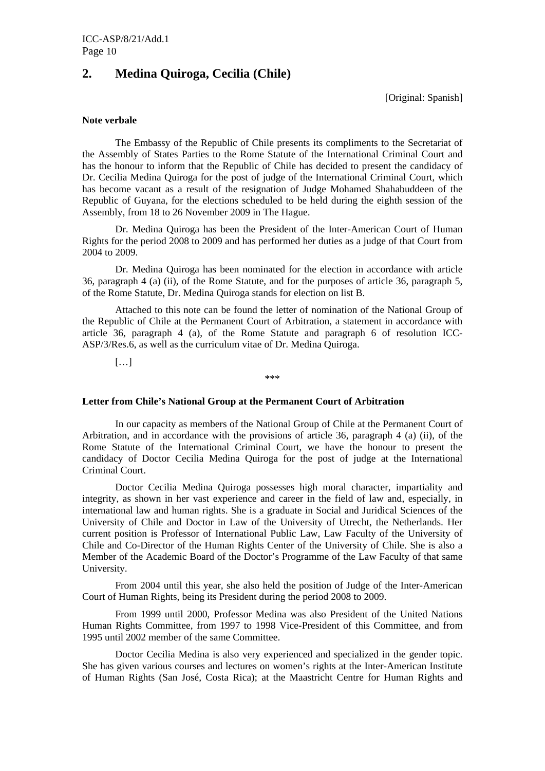## 2. Medina Quiroga, Cecilia (Chile)

[Original: Spanish]

**Note verbale**

The Embassy of the Republic of Chile presents its compliments to the Secretariat of the Assembly of States Parties to the Rome Statute of the International Criminal Court and has the honour to inform that the Republic of Chile has decided to present the candidacy of Dr. Cecilia Medina Quiroga for the post of judge of the International Criminal Court, which has become vacant as a result of the resignation of Judge Mohamed Shahabuddeen of the Republic of Guyana, for the elections scheduled to be held during the eighth session of the Assembly, from 18 to 26 November 2009 in The Hague.

Dr. Medina Quiroga has been the President of the Inter-American Court of Human Rights for the period 2008 to 2009 and has performed her duties as a judge of that Court from 2004 to 2009.

Dr. Medina Quiroga has been nominated for the election in accordance with article 36, paragraph 4 (a) (ii), of the Rome Statute, and for the purposes of article 36, paragraph 5, of the Rome Statute, Dr. Medina Quiroga stands for election on list B.

Attached to this note can be found the letter of nomination of the National Group of the Republic of Chile at the Permanent Court of Arbitration, a statement in accordance with article 36, paragraph 4 (a), of the Rome Statute and paragraph 6 of resolution ICC-ASP/3/Res.6, as well as the curriculum vitae of Dr. Medina Quiroga.

[…]

***

**Letter from Chile's National Group at the Permanent Court of Arbitration**

In our capacity as members of the National Group of Chile at the Permanent Court of Arbitration, and in accordance with the provisions of article 36, paragraph 4 (a) (ii), of the Rome Statute of the International Criminal Court, we have the honour to present the candidacy of Doctor Cecilia Medina Quiroga for the post of judge at the International Criminal Court.

Doctor Cecilia Medina Quiroga possesses high moral character, impartiality and integrity, as shown in her vast experience and career in the field of law and, especially, in international law and human rights. She is a graduate in Social and Juridical Sciences of the University of Chile and Doctor in Law of the University of Utrecht, the Netherlands. Her current position is Professor of International Public Law, Law Faculty of the University of Chile and Co-Director of the Human Rights Center of the University of Chile. She is also a Member of the Academic Board of the Doctor's Programme of the Law Faculty of that same University.

From 2004 until this year, she also held the position of Judge of the Inter-American Court of Human Rights, being its President during the period 2008 to 2009.

From 1999 until 2000, Professor Medina was also President of the United Nations Human Rights Committee, from 1997 to 1998 Vice-President of this Committee, and from 1995 until 2002 member of the same Committee.

Doctor Cecilia Medina is also very experienced and specialized in the gender topic. She has given various courses and lectures on women's rights at the Inter-American Institute of Human Rights (San José, Costa Rica); at the Maastricht Centre for Human Rights and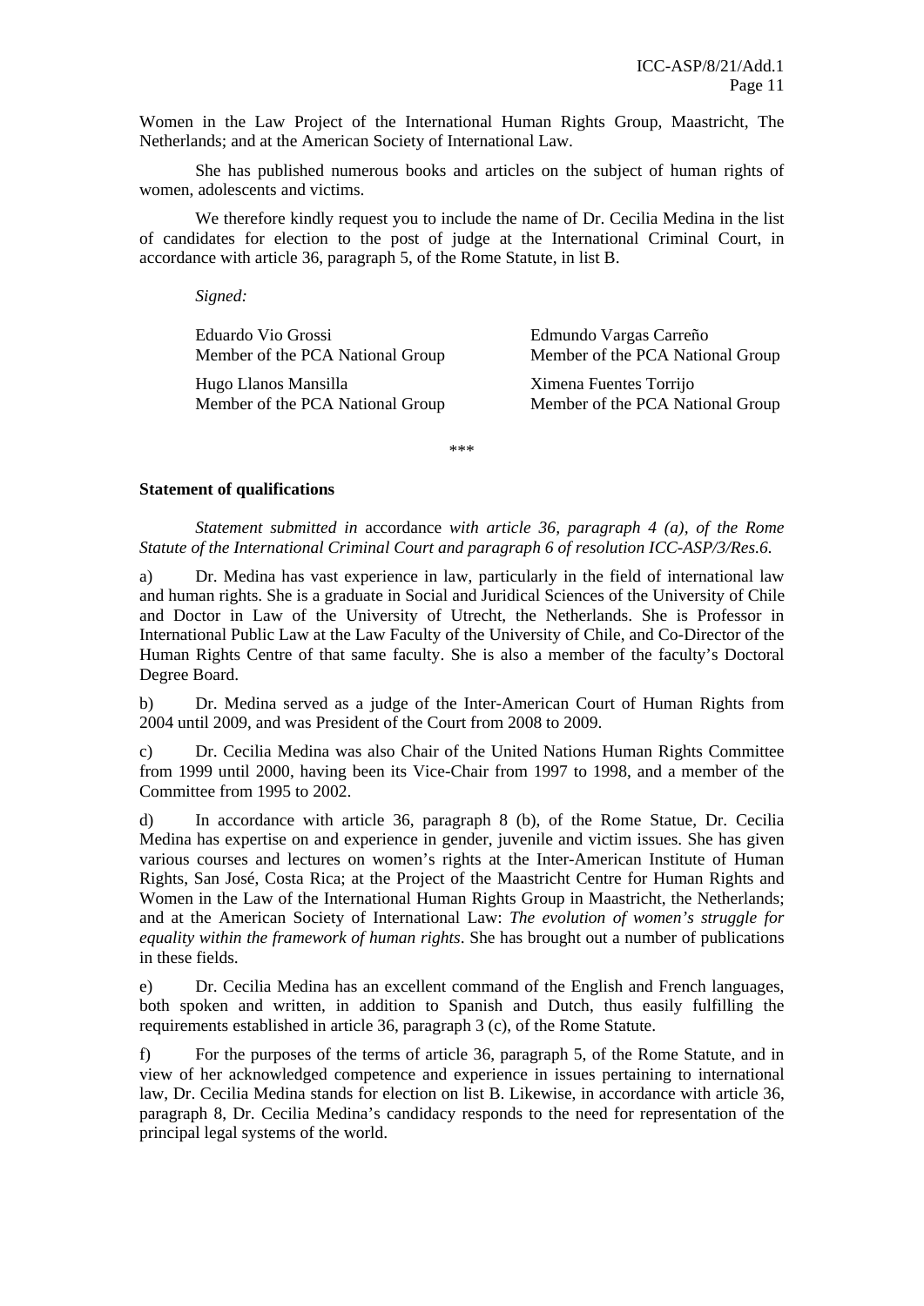Women in the Law Project of the International Human Rights Group, Maastricht, The Netherlands; and at the American Society of International Law.

She has published numerous books and articles on the subject of human rights of women, adolescents and victims.

We therefore kindly request you to include the name of Dr. Cecilia Medina in the list of candidates for election to the post of judge at the International Criminal Court, in accordance with article 36, paragraph 5, of the Rome Statute, in list B.

*Signed:*

| | |
|---|---|
| Eduardo Vio Grossi<br>Member of the PCA National Group | Edmundo Vargas Carreño<br>Member of the PCA National Group |
| Hugo Llanos Mansilla<br>Member of the PCA National Group | Ximena Fuentes Torrijo<br>Member of the PCA National Group |

\*\*\*

**Statement of qualifications**

*Statement submitted in* accordance *with article 36, paragraph 4 (a), of the Rome Statute of the International Criminal Court and paragraph 6 of resolution ICC-ASP/3/Res.6.*

a) Dr. Medina has vast experience in law, particularly in the field of international law and human rights. She is a graduate in Social and Juridical Sciences of the University of Chile and Doctor in Law of the University of Utrecht, the Netherlands. She is Professor in International Public Law at the Law Faculty of the University of Chile, and Co-Director of the Human Rights Centre of that same faculty. She is also a member of the faculty's Doctoral Degree Board.

b) Dr. Medina served as a judge of the Inter-American Court of Human Rights from 2004 until 2009, and was President of the Court from 2008 to 2009.

c) Dr. Cecilia Medina was also Chair of the United Nations Human Rights Committee from 1999 until 2000, having been its Vice-Chair from 1997 to 1998, and a member of the Committee from 1995 to 2002.

d) In accordance with article 36, paragraph 8 (b), of the Rome Statue, Dr. Cecilia Medina has expertise on and experience in gender, juvenile and victim issues. She has given various courses and lectures on women's rights at the Inter-American Institute of Human Rights, San José, Costa Rica; at the Project of the Maastricht Centre for Human Rights and Women in the Law of the International Human Rights Group in Maastricht, the Netherlands; and at the American Society of International Law: *The evolution of women's struggle for equality within the framework of human rights*. She has brought out a number of publications in these fields.

e) Dr. Cecilia Medina has an excellent command of the English and French languages, both spoken and written, in addition to Spanish and Dutch, thus easily fulfilling the requirements established in article 36, paragraph 3 (c), of the Rome Statute.

f) For the purposes of the terms of article 36, paragraph 5, of the Rome Statute, and in view of her acknowledged competence and experience in issues pertaining to international law, Dr. Cecilia Medina stands for election on list B. Likewise, in accordance with article 36, paragraph 8, Dr. Cecilia Medina's candidacy responds to the need for representation of the principal legal systems of the world.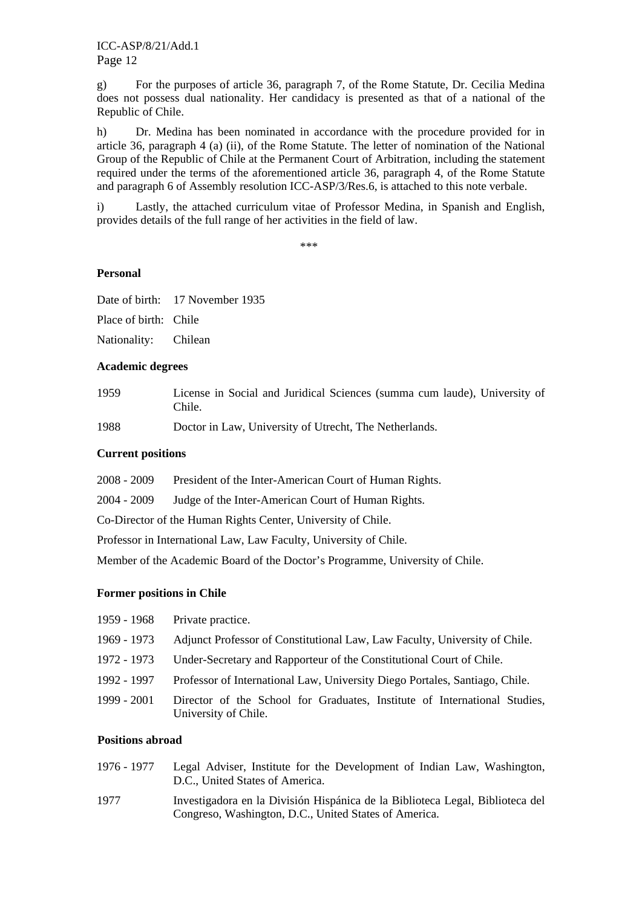g) For the purposes of article 36, paragraph 7, of the Rome Statute, Dr. Cecilia Medina does not possess dual nationality. Her candidacy is presented as that of a national of the Republic of Chile.

h) Dr. Medina has been nominated in accordance with the procedure provided for in article 36, paragraph 4 (a) (ii), of the Rome Statute. The letter of nomination of the National Group of the Republic of Chile at the Permanent Court of Arbitration, including the statement required under the terms of the aforementioned article 36, paragraph 4, of the Rome Statute and paragraph 6 of Assembly resolution ICC-ASP/3/Res.6, is attached to this note verbale.

i) Lastly, the attached curriculum vitae of Professor Medina, in Spanish and English, provides details of the full range of her activities in the field of law.

\*\*\*

**Personal**

Date of birth: 17 November 1935

Place of birth: Chile

Nationality: Chilean

**Academic degrees**

1959 License in Social and Juridical Sciences (summa cum laude), University of Chile.

1988 Doctor in Law, University of Utrecht, The Netherlands.

**Current positions**

2008 - 2009 President of the Inter-American Court of Human Rights.

2004 - 2009 Judge of the Inter-American Court of Human Rights.

Co-Director of the Human Rights Center, University of Chile.

Professor in International Law, Law Faculty, University of Chile.

Member of the Academic Board of the Doctor's Programme, University of Chile.

**Former positions in Chile**

1959 - 1968 Private practice.

1969 - 1973 Adjunct Professor of Constitutional Law, Law Faculty, University of Chile.

1972 - 1973 Under-Secretary and Rapporteur of the Constitutional Court of Chile.

1992 - 1997 Professor of International Law, University Diego Portales, Santiago, Chile.

1999 - 2001 Director of the School for Graduates, Institute of International Studies, University of Chile.

**Positions abroad**

1976 - 1977 Legal Adviser, Institute for the Development of Indian Law, Washington, D.C., United States of America.

1977 Investigadora en la División Hispánica de la Biblioteca Legal, Biblioteca del Congreso, Washington, D.C., United States of America.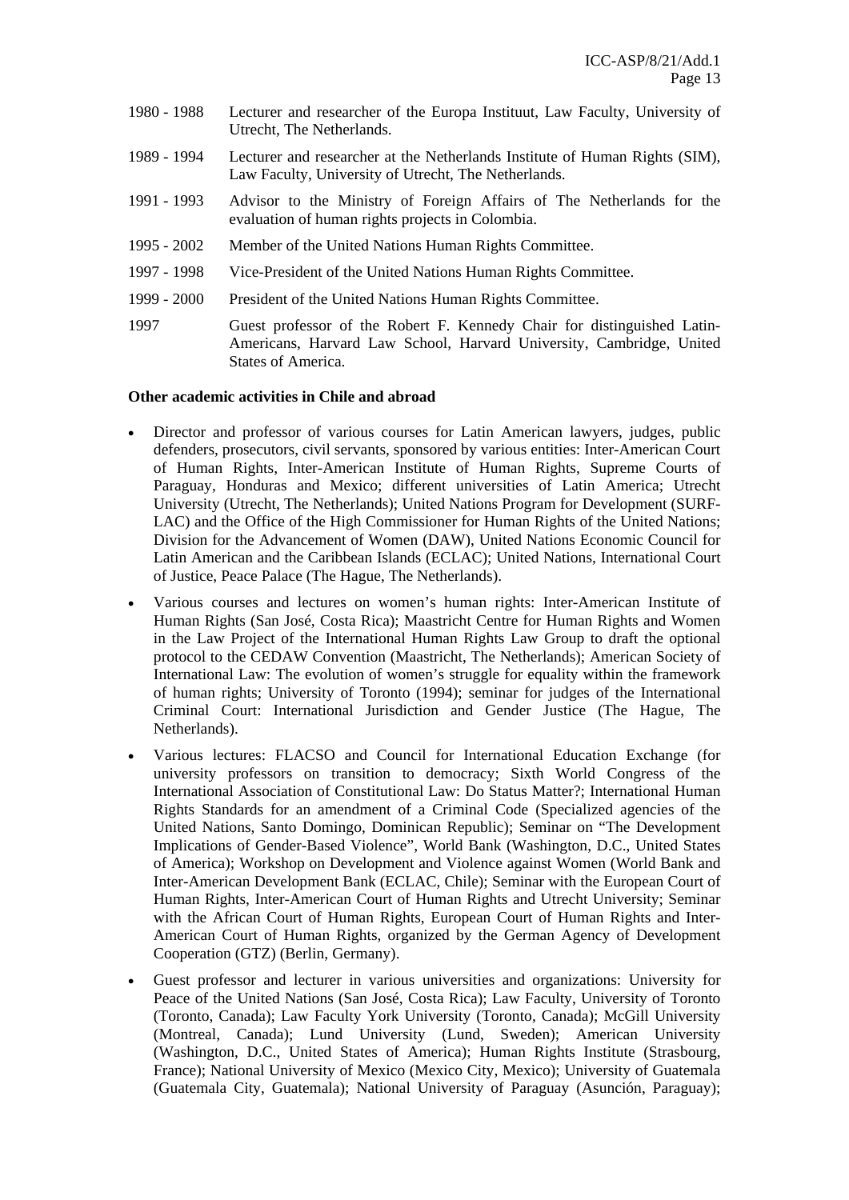1980 - 1988 Lecturer and researcher of the Europa Instituut, Law Faculty, University of Utrecht, The Netherlands.

1989 - 1994 Lecturer and researcher at the Netherlands Institute of Human Rights (SIM), Law Faculty, University of Utrecht, The Netherlands.

1991 - 1993 Advisor to the Ministry of Foreign Affairs of The Netherlands for the evaluation of human rights projects in Colombia.

1995 - 2002 Member of the United Nations Human Rights Committee.

1997 - 1998 Vice-President of the United Nations Human Rights Committee.

1999 - 2000 President of the United Nations Human Rights Committee.

1997 Guest professor of the Robert F. Kennedy Chair for distinguished Latin-Americans, Harvard Law School, Harvard University, Cambridge, United States of America.

**Other academic activities in Chile and abroad**

- Director and professor of various courses for Latin American lawyers, judges, public defenders, prosecutors, civil servants, sponsored by various entities: Inter-American Court of Human Rights, Inter-American Institute of Human Rights, Supreme Courts of Paraguay, Honduras and Mexico; different universities of Latin America; Utrecht University (Utrecht, The Netherlands); United Nations Program for Development (SURF-LAC) and the Office of the High Commissioner for Human Rights of the United Nations; Division for the Advancement of Women (DAW), United Nations Economic Council for Latin American and the Caribbean Islands (ECLAC); United Nations, International Court of Justice, Peace Palace (The Hague, The Netherlands).
- Various courses and lectures on women's human rights: Inter-American Institute of Human Rights (San José, Costa Rica); Maastricht Centre for Human Rights and Women in the Law Project of the International Human Rights Law Group to draft the optional protocol to the CEDAW Convention (Maastricht, The Netherlands); American Society of International Law: The evolution of women's struggle for equality within the framework of human rights; University of Toronto (1994); seminar for judges of the International Criminal Court: International Jurisdiction and Gender Justice (The Hague, The Netherlands).
- Various lectures: FLACSO and Council for International Education Exchange (for university professors on transition to democracy; Sixth World Congress of the International Association of Constitutional Law: Do Status Matter?; International Human Rights Standards for an amendment of a Criminal Code (Specialized agencies of the United Nations, Santo Domingo, Dominican Republic); Seminar on "The Development Implications of Gender-Based Violence", World Bank (Washington, D.C., United States of America); Workshop on Development and Violence against Women (World Bank and Inter-American Development Bank (ECLAC, Chile); Seminar with the European Court of Human Rights, Inter-American Court of Human Rights and Utrecht University; Seminar with the African Court of Human Rights, European Court of Human Rights and Inter-American Court of Human Rights, organized by the German Agency of Development Cooperation (GTZ) (Berlin, Germany).
- Guest professor and lecturer in various universities and organizations: University for Peace of the United Nations (San José, Costa Rica); Law Faculty, University of Toronto (Toronto, Canada); Law Faculty York University (Toronto, Canada); McGill University (Montreal, Canada); Lund University (Lund, Sweden); American University (Washington, D.C., United States of America); Human Rights Institute (Strasbourg, France); National University of Mexico (Mexico City, Mexico); University of Guatemala (Guatemala City, Guatemala); National University of Paraguay (Asunción, Paraguay);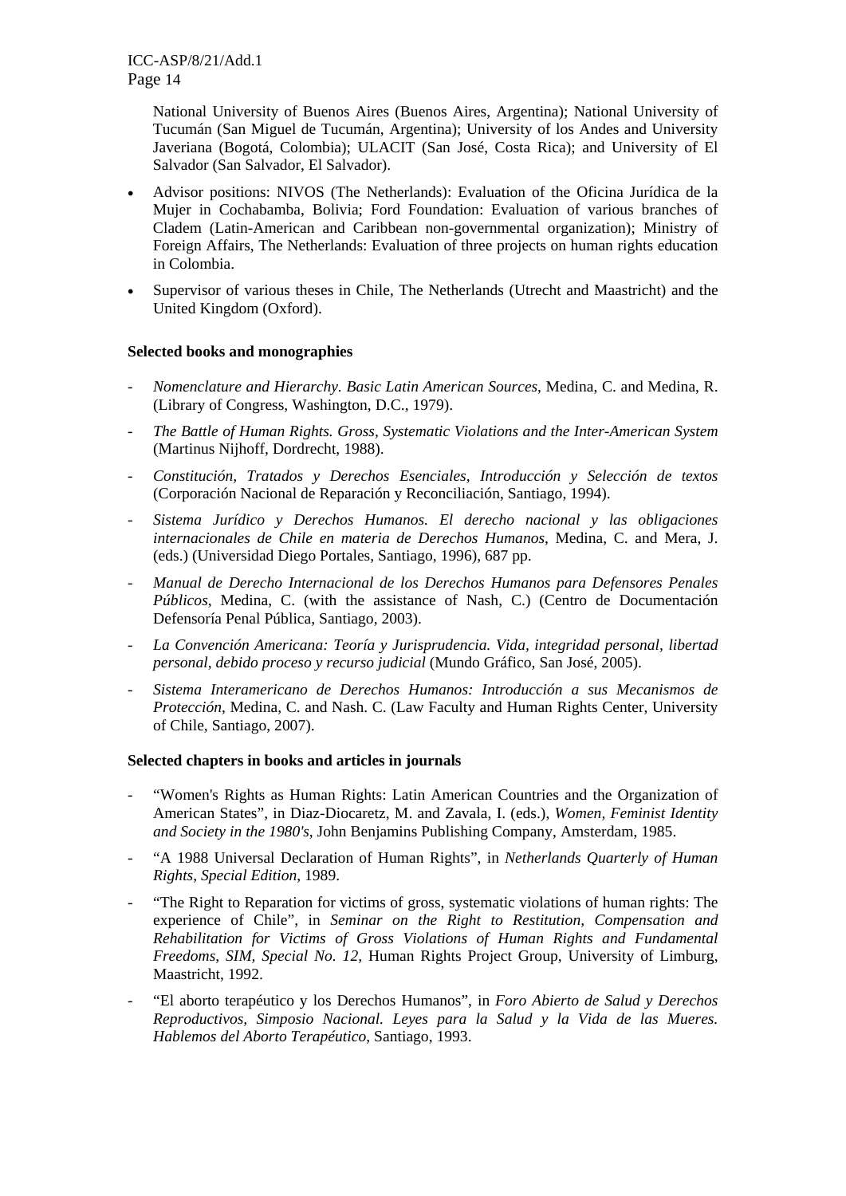National University of Buenos Aires (Buenos Aires, Argentina); National University of Tucumán (San Miguel de Tucumán, Argentina); University of los Andes and University Javeriana (Bogotá, Colombia); ULACIT (San José, Costa Rica); and University of El Salvador (San Salvador, El Salvador).

- Advisor positions: NIVOS (The Netherlands): Evaluation of the Oficina Jurídica de la Mujer in Cochabamba, Bolivia; Ford Foundation: Evaluation of various branches of Cladem (Latin-American and Caribbean non-governmental organization); Ministry of Foreign Affairs, The Netherlands: Evaluation of three projects on human rights education in Colombia.
- Supervisor of various theses in Chile, The Netherlands (Utrecht and Maastricht) and the United Kingdom (Oxford).

**Selected books and monographies**

- *Nomenclature and Hierarchy. Basic Latin American Sources*, Medina, C. and Medina, R. (Library of Congress, Washington, D.C., 1979).
- *The Battle of Human Rights. Gross, Systematic Violations and the Inter-American System* (Martinus Nijhoff, Dordrecht, 1988).
- *Constitución, Tratados y Derechos Esenciales, Introducción y Selección de textos* (Corporación Nacional de Reparación y Reconciliación, Santiago, 1994).
- *Sistema Jurídico y Derechos Humanos. El derecho nacional y las obligaciones internacionales de Chile en materia de Derechos Humanos*, Medina, C. and Mera, J. (eds.) (Universidad Diego Portales, Santiago, 1996), 687 pp.
- *Manual de Derecho Internacional de los Derechos Humanos para Defensores Penales Públicos*, Medina, C. (with the assistance of Nash, C.) (Centro de Documentación Defensoría Penal Pública, Santiago, 2003).
- *La Convención Americana: Teoría y Jurisprudencia. Vida, integridad personal, libertad personal, debido proceso y recurso judicial* (Mundo Gráfico, San José, 2005).
- *Sistema Interamericano de Derechos Humanos: Introducción a sus Mecanismos de Protección*, Medina, C. and Nash. C. (Law Faculty and Human Rights Center, University of Chile, Santiago, 2007).

**Selected chapters in books and articles in journals**

- "Women's Rights as Human Rights: Latin American Countries and the Organization of American States", in Diaz-Diocaretz, M. and Zavala, I. (eds.), *Women, Feminist Identity and Society in the 1980's*, John Benjamins Publishing Company, Amsterdam, 1985.
- "A 1988 Universal Declaration of Human Rights", in *Netherlands Quarterly of Human Rights*, *Special Edition*, 1989.
- "The Right to Reparation for victims of gross, systematic violations of human rights: The experience of Chile", in *Seminar on the Right to Restitution, Compensation and Rehabilitation for Victims of Gross Violations of Human Rights and Fundamental Freedoms*, *SIM, Special No. 12,* Human Rights Project Group, University of Limburg, Maastricht, 1992.
- "El aborto terapéutico y los Derechos Humanos", in *Foro Abierto de Salud y Derechos Reproductivos, Simposio Nacional. Leyes para la Salud y la Vida de las Mueres. Hablemos del Aborto Terapéutico*, Santiago, 1993.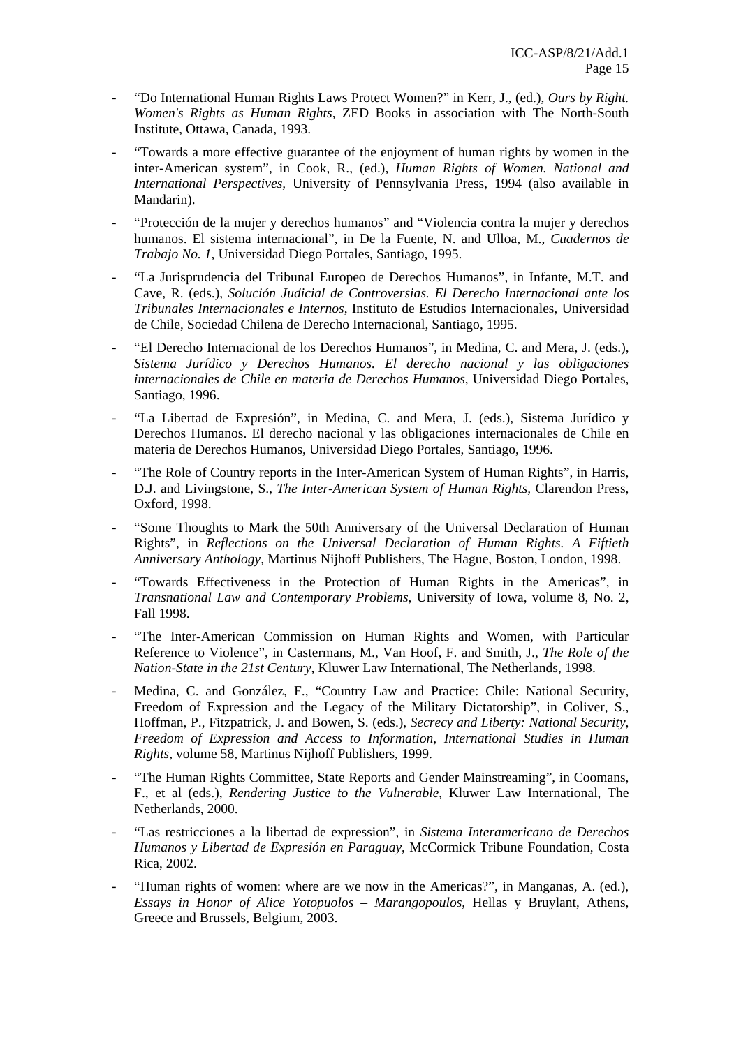- "Do International Human Rights Laws Protect Women?" in Kerr, J., (ed.), *Ours by Right. Women's Rights as Human Rights*, ZED Books in association with The North-South Institute, Ottawa, Canada, 1993.

- "Towards a more effective guarantee of the enjoyment of human rights by women in the inter-American system", in Cook, R., (ed.), *Human Rights of Women. National and International Perspectives*, University of Pennsylvania Press, 1994 (also available in Mandarin).

- "Protección de la mujer y derechos humanos" and "Violencia contra la mujer y derechos humanos. El sistema internacional", in De la Fuente, N. and Ulloa, M., *Cuadernos de Trabajo No. 1*, Universidad Diego Portales, Santiago, 1995.

- "La Jurisprudencia del Tribunal Europeo de Derechos Humanos", in Infante, M.T. and Cave, R. (eds.), *Solución Judicial de Controversias. El Derecho Internacional ante los Tribunales Internacionales e Internos*, Instituto de Estudios Internacionales, Universidad de Chile, Sociedad Chilena de Derecho Internacional, Santiago, 1995.

- "El Derecho Internacional de los Derechos Humanos", in Medina, C. and Mera, J. (eds.), *Sistema Jurídico y Derechos Humanos. El derecho nacional y las obligaciones internacionales de Chile en materia de Derechos Humanos*, Universidad Diego Portales, Santiago, 1996.

- "La Libertad de Expresión", in Medina, C. and Mera, J. (eds.), Sistema Jurídico y Derechos Humanos. El derecho nacional y las obligaciones internacionales de Chile en materia de Derechos Humanos, Universidad Diego Portales, Santiago, 1996.

- "The Role of Country reports in the Inter-American System of Human Rights", in Harris, D.J. and Livingstone, S., *The Inter-American System of Human Rights,* Clarendon Press, Oxford, 1998.

- "Some Thoughts to Mark the 50th Anniversary of the Universal Declaration of Human Rights", in *Reflections on the Universal Declaration of Human Rights. A Fiftieth Anniversary Anthology*, Martinus Nijhoff Publishers, The Hague, Boston, London, 1998.

- "Towards Effectiveness in the Protection of Human Rights in the Americas", in *Transnational Law and Contemporary Problems*, University of Iowa, volume 8, No. 2, Fall 1998.

- "The Inter-American Commission on Human Rights and Women, with Particular Reference to Violence", in Castermans, M., Van Hoof, F. and Smith, J., *The Role of the Nation-State in the 21st Century,* Kluwer Law International, The Netherlands, 1998.

- Medina, C. and González, F., "Country Law and Practice: Chile: National Security, Freedom of Expression and the Legacy of the Military Dictatorship", in Coliver, S., Hoffman, P., Fitzpatrick, J. and Bowen, S. (eds.), *Secrecy and Liberty: National Security, Freedom of Expression and Access to Information, International Studies in Human Rights*, volume 58, Martinus Nijhoff Publishers, 1999.

- "The Human Rights Committee, State Reports and Gender Mainstreaming", in Coomans, F., et al (eds.), *Rendering Justice to the Vulnerable*, Kluwer Law International, The Netherlands, 2000.

- "Las restricciones a la libertad de expression", in *Sistema Interamericano de Derechos Humanos y Libertad de Expresión en Paraguay*, McCormick Tribune Foundation, Costa Rica, 2002.

- "Human rights of women: where are we now in the Americas?", in Manganas, A. (ed.), *Essays in Honor of Alice Yotopuolos – Marangopoulos*, Hellas y Bruylant, Athens, Greece and Brussels, Belgium, 2003.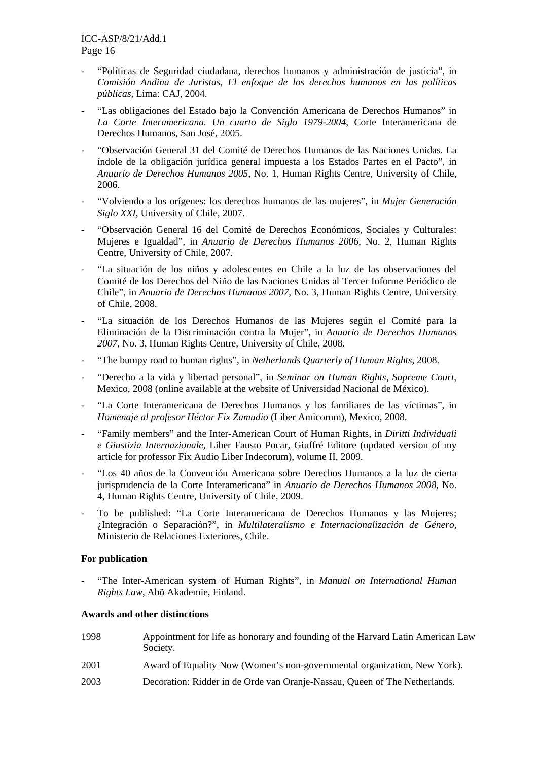- "Políticas de Seguridad ciudadana, derechos humanos y administración de justicia", in *Comisión Andina de Juristas, El enfoque de los derechos humanos en las políticas públicas*, Lima: CAJ, 2004.
- "Las obligaciones del Estado bajo la Convención Americana de Derechos Humanos" in *La Corte Interamericana. Un cuarto de Siglo 1979-2004*, Corte Interamericana de Derechos Humanos, San José, 2005.
- "Observación General 31 del Comité de Derechos Humanos de las Naciones Unidas. La índole de la obligación jurídica general impuesta a los Estados Partes en el Pacto", in *Anuario de Derechos Humanos 2005*, No. 1, Human Rights Centre, University of Chile, 2006.
- "Volviendo a los orígenes: los derechos humanos de las mujeres", in *Mujer Generación Siglo XXI*, University of Chile, 2007.
- "Observación General 16 del Comité de Derechos Económicos, Sociales y Culturales: Mujeres e Igualdad", in *Anuario de Derechos Humanos 2006*, No. 2, Human Rights Centre, University of Chile, 2007.
- "La situación de los niños y adolescentes en Chile a la luz de las observaciones del Comité de los Derechos del Niño de las Naciones Unidas al Tercer Informe Periódico de Chile", in *Anuario de Derechos Humanos 2007*, No. 3, Human Rights Centre, University of Chile, 2008.
- "La situación de los Derechos Humanos de las Mujeres según el Comité para la Eliminación de la Discriminación contra la Mujer", in *Anuario de Derechos Humanos 2007*, No. 3, Human Rights Centre, University of Chile, 2008.
- "The bumpy road to human rights", in *Netherlands Quarterly of Human Rights*, 2008.
- "Derecho a la vida y libertad personal", in *Seminar on Human Rights, Supreme Court*, Mexico, 2008 (online available at the website of Universidad Nacional de México).
- "La Corte Interamericana de Derechos Humanos y los familiares de las víctimas", in *Homenaje al profesor Héctor Fix Zamudio* (Liber Amicorum), Mexico, 2008.
- "Family members" and the Inter-American Court of Human Rights, in *Diritti Individuali e Giustizia Internazionale*, Liber Fausto Pocar, Giuffré Editore (updated version of my article for professor Fix Audio Liber Indecorum), volume II, 2009.
- "Los 40 años de la Convención Americana sobre Derechos Humanos a la luz de cierta jurisprudencia de la Corte Interamericana" in *Anuario de Derechos Humanos 2008*, No. 4, Human Rights Centre, University of Chile, 2009.
- To be published: "La Corte Interamericana de Derechos Humanos y las Mujeres; ¿Integración o Separación?", in *Multilateralismo e Internacionalización de Género*, Ministerio de Relaciones Exteriores, Chile.

**For publication**

- "The Inter-American system of Human Rights", in *Manual on International Human Rights Law*, Abö Akademie, Finland.

**Awards and other distinctions**

| | |
|---|---|
| 1998 | Appointment for life as honorary and founding of the Harvard Latin American Law Society. |
| 2001 | Award of Equality Now (Women's non-governmental organization, New York). |
| 2003 | Decoration: Ridder in de Orde van Oranje-Nassau, Queen of The Netherlands. |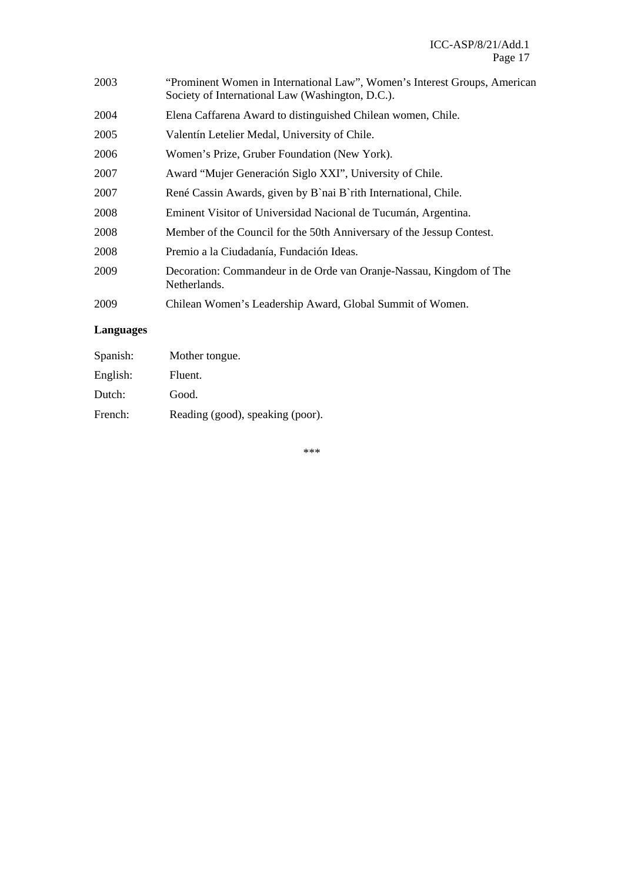| | |
|---|---|
| 2003 | "Prominent Women in International Law", Women's Interest Groups, American Society of International Law (Washington, D.C.). |
| 2004 | Elena Caffarena Award to distinguished Chilean women, Chile. |
| 2005 | Valentín Letelier Medal, University of Chile. |
| 2006 | Women's Prize, Gruber Foundation (New York). |
| 2007 | Award "Mujer Generación Siglo XXI", University of Chile. |
| 2007 | René Cassin Awards, given by B`nai B`rith International, Chile. |
| 2008 | Eminent Visitor of Universidad Nacional de Tucumán, Argentina. |
| 2008 | Member of the Council for the 50th Anniversary of the Jessup Contest. |
| 2008 | Premio a la Ciudadanía, Fundación Ideas. |
| 2009 | Decoration: Commandeur in de Orde van Oranje-Nassau, Kingdom of The Netherlands. |
| 2009 | Chilean Women's Leadership Award, Global Summit of Women. |

**Languages**

| | |
|---|---|
| Spanish: | Mother tongue. |
| English: | Fluent. |
| Dutch: | Good. |
| French: | Reading (good), speaking (poor). |

***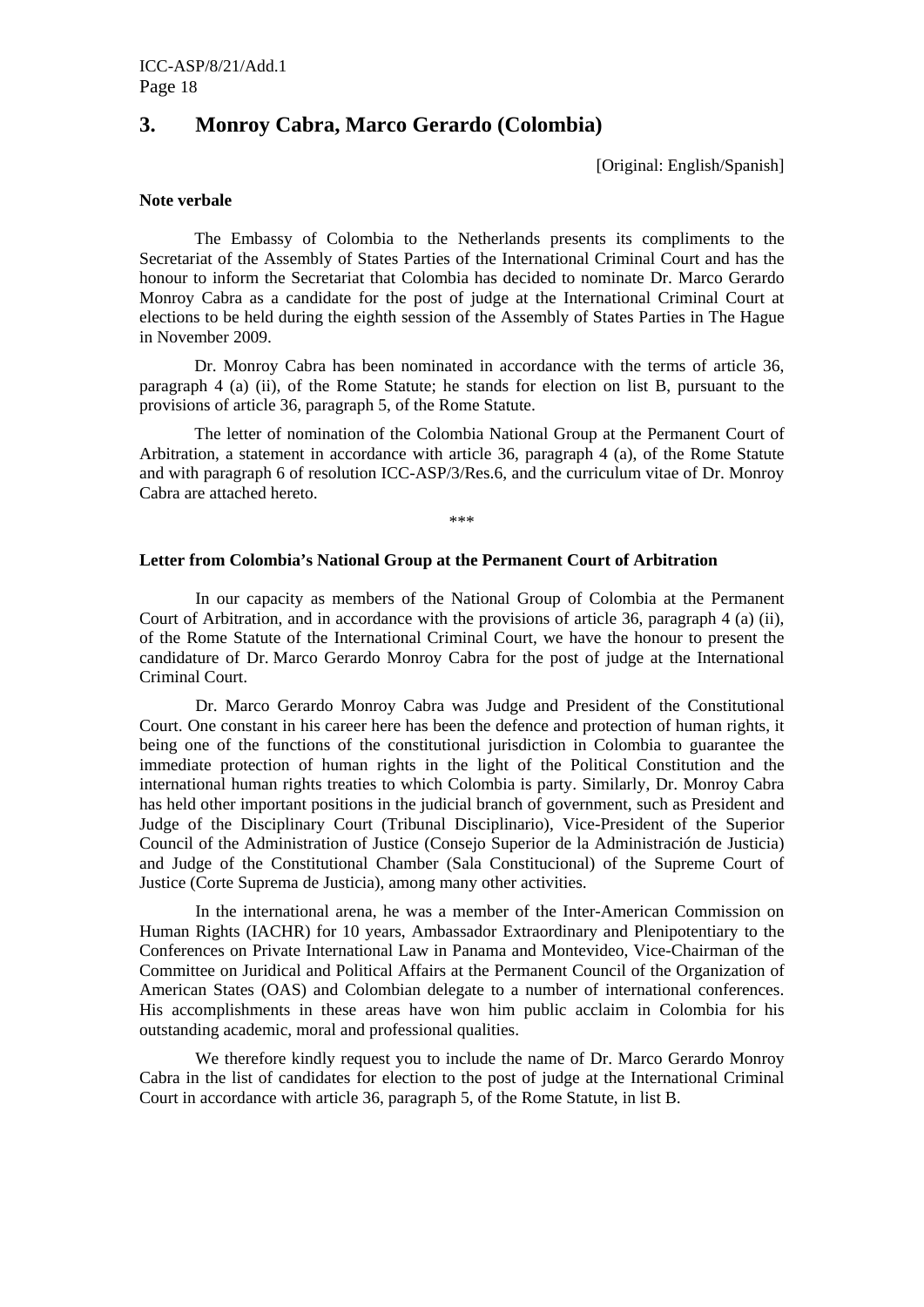## 3. Monroy Cabra, Marco Gerardo (Colombia)

[Original: English/Spanish]

**Note verbale**

The Embassy of Colombia to the Netherlands presents its compliments to the Secretariat of the Assembly of States Parties of the International Criminal Court and has the honour to inform the Secretariat that Colombia has decided to nominate Dr. Marco Gerardo Monroy Cabra as a candidate for the post of judge at the International Criminal Court at elections to be held during the eighth session of the Assembly of States Parties in The Hague in November 2009.

Dr. Monroy Cabra has been nominated in accordance with the terms of article 36, paragraph 4 (a) (ii), of the Rome Statute; he stands for election on list B, pursuant to the provisions of article 36, paragraph 5, of the Rome Statute.

The letter of nomination of the Colombia National Group at the Permanent Court of Arbitration, a statement in accordance with article 36, paragraph 4 (a), of the Rome Statute and with paragraph 6 of resolution ICC-ASP/3/Res.6, and the curriculum vitae of Dr. Monroy Cabra are attached hereto.

***

**Letter from Colombia's National Group at the Permanent Court of Arbitration**

In our capacity as members of the National Group of Colombia at the Permanent Court of Arbitration, and in accordance with the provisions of article 36, paragraph 4 (a) (ii), of the Rome Statute of the International Criminal Court, we have the honour to present the candidature of Dr. Marco Gerardo Monroy Cabra for the post of judge at the International Criminal Court.

Dr. Marco Gerardo Monroy Cabra was Judge and President of the Constitutional Court. One constant in his career here has been the defence and protection of human rights, it being one of the functions of the constitutional jurisdiction in Colombia to guarantee the immediate protection of human rights in the light of the Political Constitution and the international human rights treaties to which Colombia is party. Similarly, Dr. Monroy Cabra has held other important positions in the judicial branch of government, such as President and Judge of the Disciplinary Court (Tribunal Disciplinario), Vice-President of the Superior Council of the Administration of Justice (Consejo Superior de la Administración de Justicia) and Judge of the Constitutional Chamber (Sala Constitucional) of the Supreme Court of Justice (Corte Suprema de Justicia), among many other activities.

In the international arena, he was a member of the Inter-American Commission on Human Rights (IACHR) for 10 years, Ambassador Extraordinary and Plenipotentiary to the Conferences on Private International Law in Panama and Montevideo, Vice-Chairman of the Committee on Juridical and Political Affairs at the Permanent Council of the Organization of American States (OAS) and Colombian delegate to a number of international conferences. His accomplishments in these areas have won him public acclaim in Colombia for his outstanding academic, moral and professional qualities.

We therefore kindly request you to include the name of Dr. Marco Gerardo Monroy Cabra in the list of candidates for election to the post of judge at the International Criminal Court in accordance with article 36, paragraph 5, of the Rome Statute, in list B.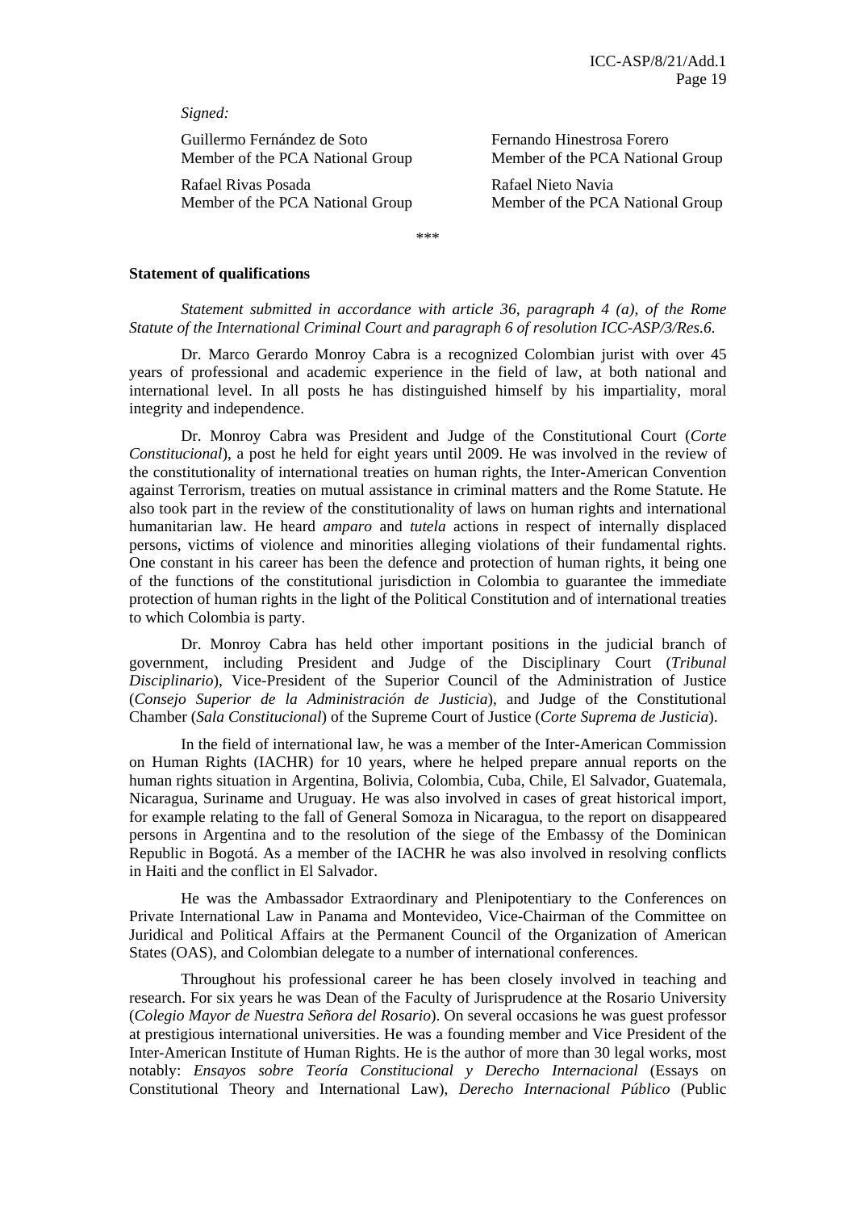*Signed:*

Guillermo Fernández de Soto
Member of the PCA National Group

Fernando Hinestrosa Forero
Member of the PCA National Group

Rafael Rivas Posada
Member of the PCA National Group

Rafael Nieto Navia
Member of the PCA National Group

***

**Statement of qualifications**

*Statement submitted in accordance with article 36, paragraph 4 (a), of the Rome Statute of the International Criminal Court and paragraph 6 of resolution ICC-ASP/3/Res.6.*

Dr. Marco Gerardo Monroy Cabra is a recognized Colombian jurist with over 45 years of professional and academic experience in the field of law, at both national and international level. In all posts he has distinguished himself by his impartiality, moral integrity and independence.

Dr. Monroy Cabra was President and Judge of the Constitutional Court (*Corte Constitucional*), a post he held for eight years until 2009. He was involved in the review of the constitutionality of international treaties on human rights, the Inter-American Convention against Terrorism, treaties on mutual assistance in criminal matters and the Rome Statute. He also took part in the review of the constitutionality of laws on human rights and international humanitarian law. He heard *amparo* and *tutela* actions in respect of internally displaced persons, victims of violence and minorities alleging violations of their fundamental rights. One constant in his career has been the defence and protection of human rights, it being one of the functions of the constitutional jurisdiction in Colombia to guarantee the immediate protection of human rights in the light of the Political Constitution and of international treaties to which Colombia is party.

Dr. Monroy Cabra has held other important positions in the judicial branch of government, including President and Judge of the Disciplinary Court (*Tribunal Disciplinario*), Vice-President of the Superior Council of the Administration of Justice (*Consejo Superior de la Administración de Justicia*), and Judge of the Constitutional Chamber (*Sala Constitucional*) of the Supreme Court of Justice (*Corte Suprema de Justicia*).

In the field of international law, he was a member of the Inter-American Commission on Human Rights (IACHR) for 10 years, where he helped prepare annual reports on the human rights situation in Argentina, Bolivia, Colombia, Cuba, Chile, El Salvador, Guatemala, Nicaragua, Suriname and Uruguay. He was also involved in cases of great historical import, for example relating to the fall of General Somoza in Nicaragua, to the report on disappeared persons in Argentina and to the resolution of the siege of the Embassy of the Dominican Republic in Bogotá. As a member of the IACHR he was also involved in resolving conflicts in Haiti and the conflict in El Salvador.

He was the Ambassador Extraordinary and Plenipotentiary to the Conferences on Private International Law in Panama and Montevideo, Vice-Chairman of the Committee on Juridical and Political Affairs at the Permanent Council of the Organization of American States (OAS), and Colombian delegate to a number of international conferences.

Throughout his professional career he has been closely involved in teaching and research. For six years he was Dean of the Faculty of Jurisprudence at the Rosario University (*Colegio Mayor de Nuestra Señora del Rosario*). On several occasions he was guest professor at prestigious international universities. He was a founding member and Vice President of the Inter-American Institute of Human Rights. He is the author of more than 30 legal works, most notably: *Ensayos sobre Teoría Constitucional y Derecho Internacional* (Essays on Constitutional Theory and International Law), *Derecho Internacional Público* (Public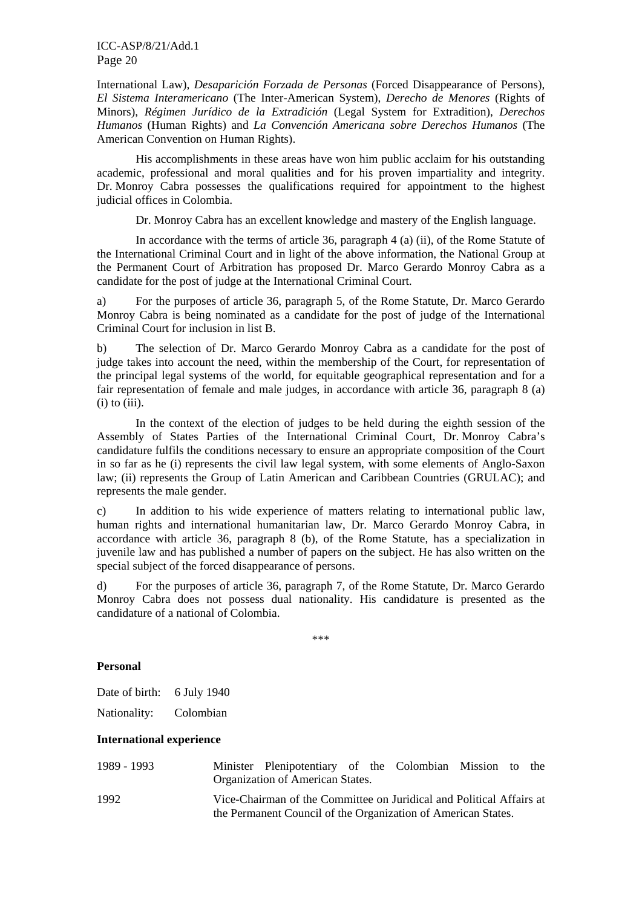International Law), *Desaparición Forzada de Personas* (Forced Disappearance of Persons), *El Sistema Interamericano* (The Inter-American System), *Derecho de Menores* (Rights of Minors), *Régimen Jurídico de la Extradición* (Legal System for Extradition), *Derechos Humanos* (Human Rights) and *La Convención Americana sobre Derechos Humanos* (The American Convention on Human Rights).

His accomplishments in these areas have won him public acclaim for his outstanding academic, professional and moral qualities and for his proven impartiality and integrity. Dr. Monroy Cabra possesses the qualifications required for appointment to the highest judicial offices in Colombia.

Dr. Monroy Cabra has an excellent knowledge and mastery of the English language.

In accordance with the terms of article 36, paragraph 4 (a) (ii), of the Rome Statute of the International Criminal Court and in light of the above information, the National Group at the Permanent Court of Arbitration has proposed Dr. Marco Gerardo Monroy Cabra as a candidate for the post of judge at the International Criminal Court.

a) For the purposes of article 36, paragraph 5, of the Rome Statute, Dr. Marco Gerardo Monroy Cabra is being nominated as a candidate for the post of judge of the International Criminal Court for inclusion in list B.

b) The selection of Dr. Marco Gerardo Monroy Cabra as a candidate for the post of judge takes into account the need, within the membership of the Court, for representation of the principal legal systems of the world, for equitable geographical representation and for a fair representation of female and male judges, in accordance with article 36, paragraph 8 (a) (i) to (iii).

In the context of the election of judges to be held during the eighth session of the Assembly of States Parties of the International Criminal Court, Dr. Monroy Cabra's candidature fulfils the conditions necessary to ensure an appropriate composition of the Court in so far as he (i) represents the civil law legal system, with some elements of Anglo-Saxon law; (ii) represents the Group of Latin American and Caribbean Countries (GRULAC); and represents the male gender.

c) In addition to his wide experience of matters relating to international public law, human rights and international humanitarian law, Dr. Marco Gerardo Monroy Cabra, in accordance with article 36, paragraph 8 (b), of the Rome Statute, has a specialization in juvenile law and has published a number of papers on the subject. He has also written on the special subject of the forced disappearance of persons.

d) For the purposes of article 36, paragraph 7, of the Rome Statute, Dr. Marco Gerardo Monroy Cabra does not possess dual nationality. His candidature is presented as the candidature of a national of Colombia.

\*\*\*

**Personal**

Date of birth: 6 July 1940

Nationality: Colombian

**International experience**

1989 - 1993 Minister Plenipotentiary of the Colombian Mission to the Organization of American States.

1992 Vice-Chairman of the Committee on Juridical and Political Affairs at the Permanent Council of the Organization of American States.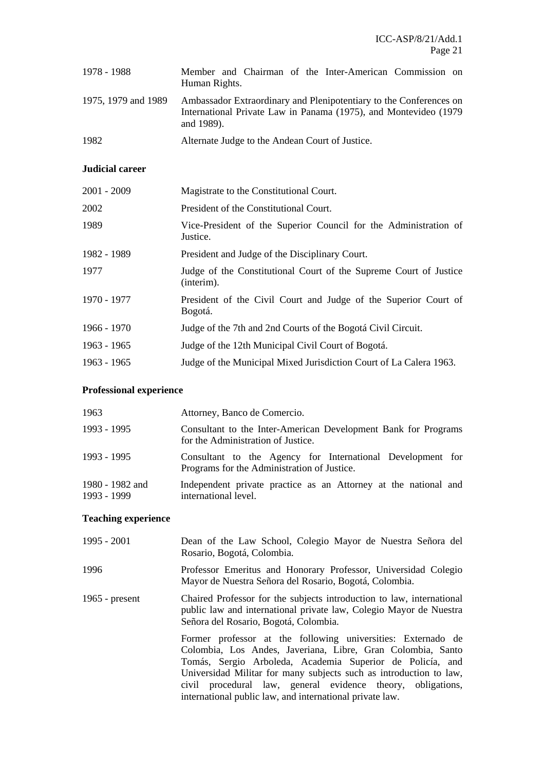| | |
|---|---|
| 1978 - 1988 | Member and Chairman of the Inter-American Commission on Human Rights. |
| 1975, 1979 and 1989 | Ambassador Extraordinary and Plenipotentiary to the Conferences on International Private Law in Panama (1975), and Montevideo (1979 and 1989). |
| 1982 | Alternate Judge to the Andean Court of Justice. |

**Judicial career**

| | |
|---|---|
| 2001 - 2009 | Magistrate to the Constitutional Court. |
| 2002 | President of the Constitutional Court. |
| 1989 | Vice-President of the Superior Council for the Administration of Justice. |
| 1982 - 1989 | President and Judge of the Disciplinary Court. |
| 1977 | Judge of the Constitutional Court of the Supreme Court of Justice (interim). |
| 1970 - 1977 | President of the Civil Court and Judge of the Superior Court of Bogotá. |
| 1966 - 1970 | Judge of the 7th and 2nd Courts of the Bogotá Civil Circuit. |
| 1963 - 1965 | Judge of the 12th Municipal Civil Court of Bogotá. |
| 1963 - 1965 | Judge of the Municipal Mixed Jurisdiction Court of La Calera 1963. |

**Professional experience**

| | |
|---|---|
| 1963 | Attorney, Banco de Comercio. |
| 1993 - 1995 | Consultant to the Inter-American Development Bank for Programs for the Administration of Justice. |
| 1993 - 1995 | Consultant to the Agency for International Development for Programs for the Administration of Justice. |
| 1980 - 1982 and 1993 - 1999 | Independent private practice as an Attorney at the national and international level. |

**Teaching experience**

| | |
|---|---|
| 1995 - 2001 | Dean of the Law School, Colegio Mayor de Nuestra Señora del Rosario, Bogotá, Colombia. |
| 1996 | Professor Emeritus and Honorary Professor, Universidad Colegio Mayor de Nuestra Señora del Rosario, Bogotá, Colombia. |
| 1965 - present | Chaired Professor for the subjects introduction to law, international public law and international private law, Colegio Mayor de Nuestra Señora del Rosario, Bogotá, Colombia. |
| | Former professor at the following universities: Externado de Colombia, Los Andes, Javeriana, Libre, Gran Colombia, Santo Tomás, Sergio Arboleda, Academia Superior de Policía, and Universidad Militar for many subjects such as introduction to law, civil procedural law, general evidence theory, obligations, international public law, and international private law. |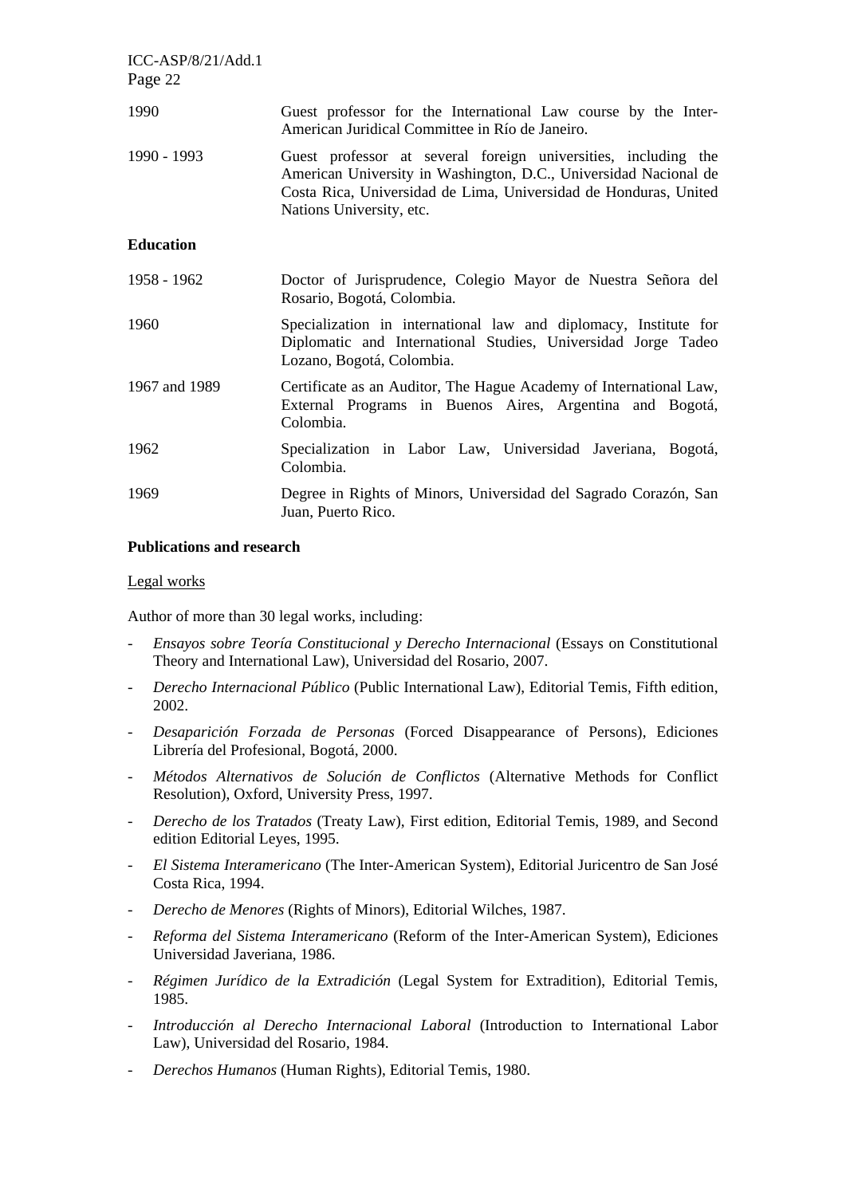| | |
|---|---|
| 1990 | Guest professor for the International Law course by the Inter-American Juridical Committee in Río de Janeiro. |
| 1990 - 1993 | Guest professor at several foreign universities, including the American University in Washington, D.C., Universidad Nacional de Costa Rica, Universidad de Lima, Universidad de Honduras, United Nations University, etc. |

**Education**

| | |
|---|---|
| 1958 - 1962 | Doctor of Jurisprudence, Colegio Mayor de Nuestra Señora del Rosario, Bogotá, Colombia. |
| 1960 | Specialization in international law and diplomacy, Institute for Diplomatic and International Studies, Universidad Jorge Tadeo Lozano, Bogotá, Colombia. |
| 1967 and 1989 | Certificate as an Auditor, The Hague Academy of International Law, External Programs in Buenos Aires, Argentina and Bogotá, Colombia. |
| 1962 | Specialization in Labor Law, Universidad Javeriana, Bogotá, Colombia. |
| 1969 | Degree in Rights of Minors, Universidad del Sagrado Corazón, San Juan, Puerto Rico. |

**Publications and research**

Legal works

Author of more than 30 legal works, including:

- *Ensayos sobre Teoría Constitucional y Derecho Internacional* (Essays on Constitutional Theory and International Law), Universidad del Rosario, 2007.
- *Derecho Internacional Público* (Public International Law), Editorial Temis, Fifth edition, 2002.
- *Desaparición Forzada de Personas* (Forced Disappearance of Persons), Ediciones Librería del Profesional, Bogotá, 2000.
- *Métodos Alternativos de Solución de Conflictos* (Alternative Methods for Conflict Resolution), Oxford, University Press, 1997.
- *Derecho de los Tratados* (Treaty Law), First edition, Editorial Temis, 1989, and Second edition Editorial Leyes, 1995.
- *El Sistema Interamericano* (The Inter-American System), Editorial Juricentro de San José Costa Rica, 1994.
- *Derecho de Menores* (Rights of Minors), Editorial Wilches, 1987.
- *Reforma del Sistema Interamericano* (Reform of the Inter-American System), Ediciones Universidad Javeriana, 1986.
- *Régimen Jurídico de la Extradición* (Legal System for Extradition), Editorial Temis, 1985.
- *Introducción al Derecho Internacional Laboral* (Introduction to International Labor Law), Universidad del Rosario, 1984.
- *Derechos Humanos* (Human Rights), Editorial Temis, 1980.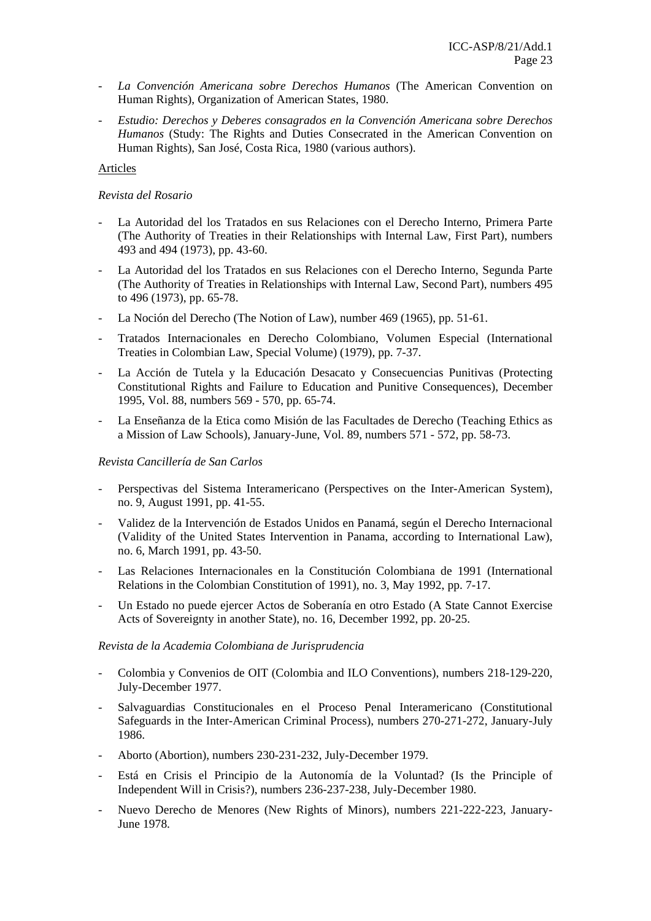- *La Convención Americana sobre Derechos Humanos* (The American Convention on Human Rights), Organization of American States, 1980.

- *Estudio: Derechos y Deberes consagrados en la Convención Americana sobre Derechos Humanos* (Study: The Rights and Duties Consecrated in the American Convention on Human Rights), San José, Costa Rica, 1980 (various authors).

Articles

*Revista del Rosario*

- La Autoridad del los Tratados en sus Relaciones con el Derecho Interno, Primera Parte (The Authority of Treaties in their Relationships with Internal Law, First Part), numbers 493 and 494 (1973), pp. 43-60.

- La Autoridad del los Tratados en sus Relaciones con el Derecho Interno, Segunda Parte (The Authority of Treaties in Relationships with Internal Law, Second Part), numbers 495 to 496 (1973), pp. 65-78.

- La Noción del Derecho (The Notion of Law), number 469 (1965), pp. 51-61.

- Tratados Internacionales en Derecho Colombiano, Volumen Especial (International Treaties in Colombian Law, Special Volume) (1979), pp. 7-37.

- La Acción de Tutela y la Educación Desacato y Consecuencias Punitivas (Protecting Constitutional Rights and Failure to Education and Punitive Consequences), December 1995, Vol. 88, numbers 569 - 570, pp. 65-74.

- La Enseñanza de la Etica como Misión de las Facultades de Derecho (Teaching Ethics as a Mission of Law Schools), January-June, Vol. 89, numbers 571 - 572, pp. 58-73.

*Revista Cancillería de San Carlos*

- Perspectivas del Sistema Interamericano (Perspectives on the Inter-American System), no. 9, August 1991, pp. 41-55.

- Validez de la Intervención de Estados Unidos en Panamá, según el Derecho Internacional (Validity of the United States Intervention in Panama, according to International Law), no. 6, March 1991, pp. 43-50.

- Las Relaciones Internacionales en la Constitución Colombiana de 1991 (International Relations in the Colombian Constitution of 1991), no. 3, May 1992, pp. 7-17.

- Un Estado no puede ejercer Actos de Soberanía en otro Estado (A State Cannot Exercise Acts of Sovereignty in another State), no. 16, December 1992, pp. 20-25.

*Revista de la Academia Colombiana de Jurisprudencia*

- Colombia y Convenios de OIT (Colombia and ILO Conventions), numbers 218-129-220, July-December 1977.

- Salvaguardias Constitucionales en el Proceso Penal Interamericano (Constitutional Safeguards in the Inter-American Criminal Process), numbers 270-271-272, January-July 1986.

- Aborto (Abortion), numbers 230-231-232, July-December 1979.

- Está en Crisis el Principio de la Autonomía de la Voluntad? (Is the Principle of Independent Will in Crisis?), numbers 236-237-238, July-December 1980.

- Nuevo Derecho de Menores (New Rights of Minors), numbers 221-222-223, January-June 1978.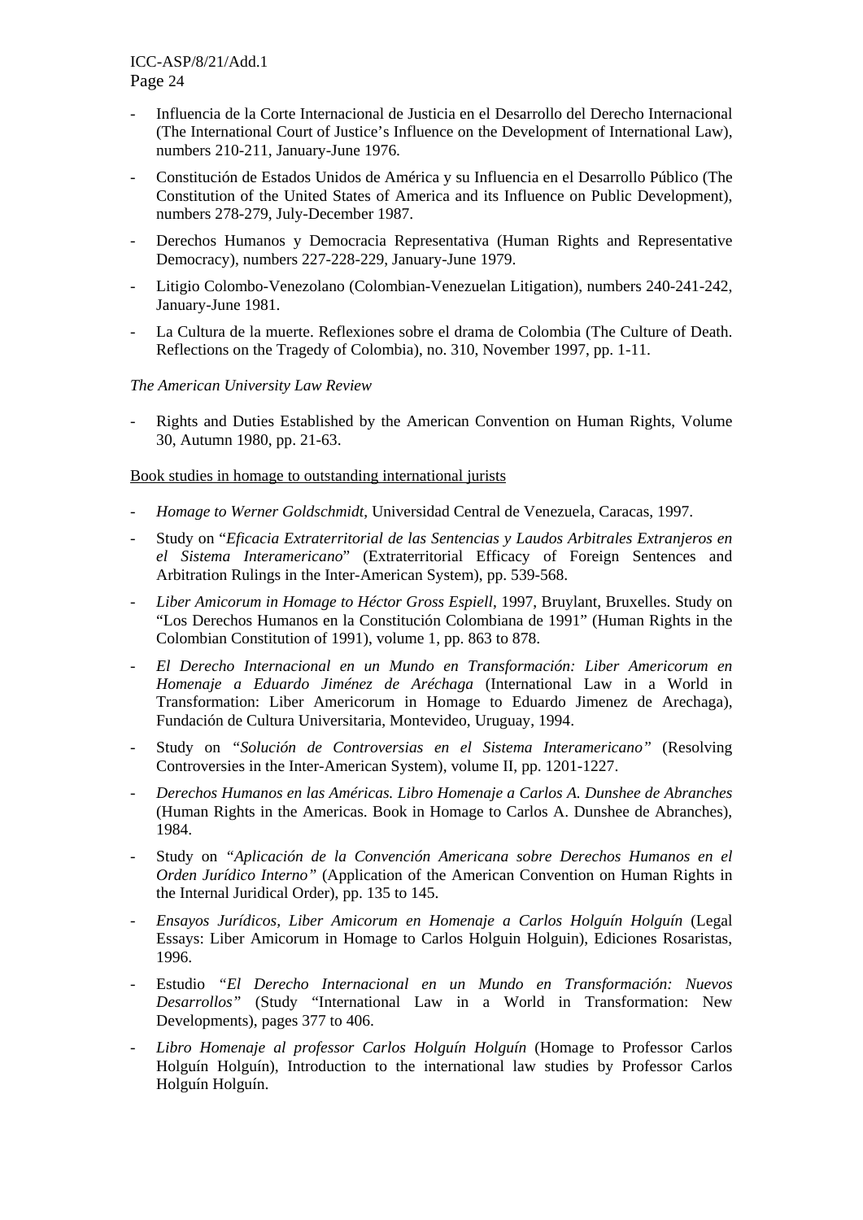- Influencia de la Corte Internacional de Justicia en el Desarrollo del Derecho Internacional (The International Court of Justice's Influence on the Development of International Law), numbers 210-211, January-June 1976.
- Constitución de Estados Unidos de América y su Influencia en el Desarrollo Público (The Constitution of the United States of America and its Influence on Public Development), numbers 278-279, July-December 1987.
- Derechos Humanos y Democracia Representativa (Human Rights and Representative Democracy), numbers 227-228-229, January-June 1979.
- Litigio Colombo-Venezolano (Colombian-Venezuelan Litigation), numbers 240-241-242, January-June 1981.
- La Cultura de la muerte. Reflexiones sobre el drama de Colombia (The Culture of Death. Reflections on the Tragedy of Colombia), no. 310, November 1997, pp. 1-11.

*The American University Law Review*

- Rights and Duties Established by the American Convention on Human Rights, Volume 30, Autumn 1980, pp. 21-63.

<u>Book studies in homage to outstanding international jurists</u>

- *Homage to Werner Goldschmidt*, Universidad Central de Venezuela, Caracas, 1997.
- Study on "*Eficacia Extraterritorial de las Sentencias y Laudos Arbitrales Extranjeros en el Sistema Interamericano*" (Extraterritorial Efficacy of Foreign Sentences and Arbitration Rulings in the Inter-American System), pp. 539-568.
- *Liber Amicorum in Homage to Héctor Gross Espiell*, 1997, Bruylant, Bruxelles. Study on "Los Derechos Humanos en la Constitución Colombiana de 1991" (Human Rights in the Colombian Constitution of 1991), volume 1, pp. 863 to 878.
- *El Derecho Internacional en un Mundo en Transformación: Liber Americorum en Homenaje a Eduardo Jiménez de Aréchaga* (International Law in a World in Transformation: Liber Americorum in Homage to Eduardo Jimenez de Arechaga), Fundación de Cultura Universitaria, Montevideo, Uruguay, 1994.
- Study on "*Solución de Controversias en el Sistema Interamericano"* (Resolving Controversies in the Inter-American System), volume II, pp. 1201-1227.
- *Derechos Humanos en las Américas. Libro Homenaje a Carlos A. Dunshee de Abranches* (Human Rights in the Americas. Book in Homage to Carlos A. Dunshee de Abranches), 1984.
- Study on "*Aplicación de la Convención Americana sobre Derechos Humanos en el Orden Jurídico Interno"* (Application of the American Convention on Human Rights in the Internal Juridical Order), pp. 135 to 145.
- *Ensayos Jurídicos, Liber Amicorum en Homenaje a Carlos Holguín Holguín* (Legal Essays: Liber Amicorum in Homage to Carlos Holguin Holguin), Ediciones Rosaristas, 1996.
- Estudio "*El Derecho Internacional en un Mundo en Transformación: Nuevos Desarrollos"* (Study "International Law in a World in Transformation: New Developments), pages 377 to 406.
- *Libro Homenaje al professor Carlos Holguín Holguín* (Homage to Professor Carlos Holguín Holguín), Introduction to the international law studies by Professor Carlos Holguín Holguín.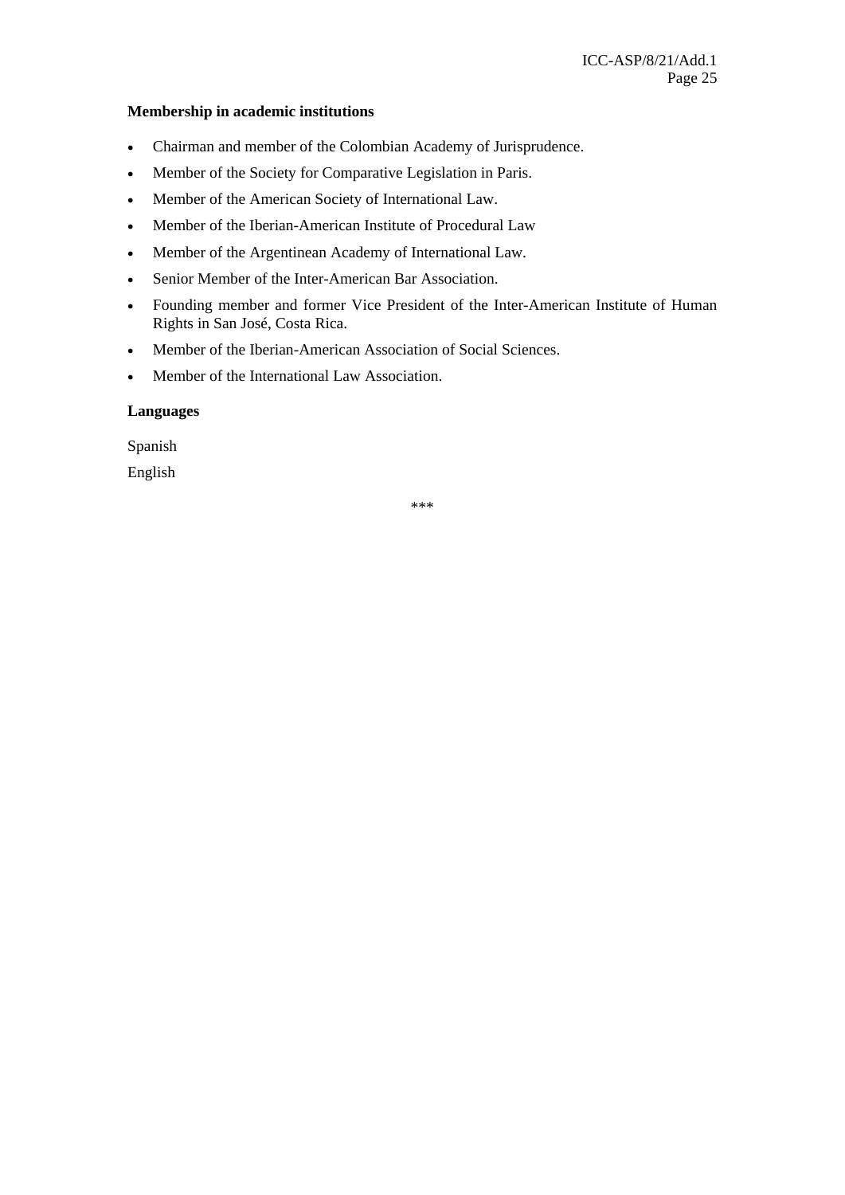**Membership in academic institutions**

- Chairman and member of the Colombian Academy of Jurisprudence.
- Member of the Society for Comparative Legislation in Paris.
- Member of the American Society of International Law.
- Member of the Iberian-American Institute of Procedural Law
- Member of the Argentinean Academy of International Law.
- Senior Member of the Inter-American Bar Association.
- Founding member and former Vice President of the Inter-American Institute of Human Rights in San José, Costa Rica.
- Member of the Iberian-American Association of Social Sciences.
- Member of the International Law Association.

**Languages**

Spanish

English

***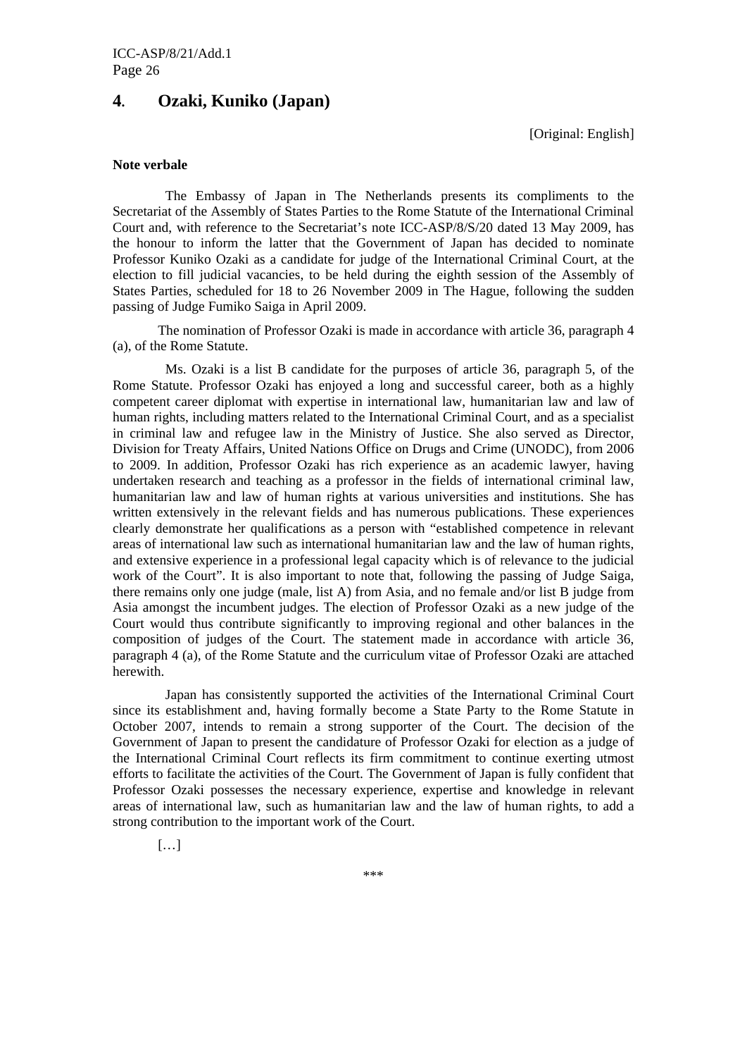## 4. Ozaki, Kuniko (Japan)

[Original: English]

**Note verbale**

The Embassy of Japan in The Netherlands presents its compliments to the Secretariat of the Assembly of States Parties to the Rome Statute of the International Criminal Court and, with reference to the Secretariat's note ICC-ASP/8/S/20 dated 13 May 2009, has the honour to inform the latter that the Government of Japan has decided to nominate Professor Kuniko Ozaki as a candidate for judge of the International Criminal Court, at the election to fill judicial vacancies, to be held during the eighth session of the Assembly of States Parties, scheduled for 18 to 26 November 2009 in The Hague, following the sudden passing of Judge Fumiko Saiga in April 2009.

The nomination of Professor Ozaki is made in accordance with article 36, paragraph 4 (a), of the Rome Statute.

Ms. Ozaki is a list B candidate for the purposes of article 36, paragraph 5, of the Rome Statute. Professor Ozaki has enjoyed a long and successful career, both as a highly competent career diplomat with expertise in international law, humanitarian law and law of human rights, including matters related to the International Criminal Court, and as a specialist in criminal law and refugee law in the Ministry of Justice. She also served as Director, Division for Treaty Affairs, United Nations Office on Drugs and Crime (UNODC), from 2006 to 2009. In addition, Professor Ozaki has rich experience as an academic lawyer, having undertaken research and teaching as a professor in the fields of international criminal law, humanitarian law and law of human rights at various universities and institutions. She has written extensively in the relevant fields and has numerous publications. These experiences clearly demonstrate her qualifications as a person with "established competence in relevant areas of international law such as international humanitarian law and the law of human rights, and extensive experience in a professional legal capacity which is of relevance to the judicial work of the Court". It is also important to note that, following the passing of Judge Saiga, there remains only one judge (male, list A) from Asia, and no female and/or list B judge from Asia amongst the incumbent judges. The election of Professor Ozaki as a new judge of the Court would thus contribute significantly to improving regional and other balances in the composition of judges of the Court. The statement made in accordance with article 36, paragraph 4 (a), of the Rome Statute and the curriculum vitae of Professor Ozaki are attached herewith.

Japan has consistently supported the activities of the International Criminal Court since its establishment and, having formally become a State Party to the Rome Statute in October 2007, intends to remain a strong supporter of the Court. The decision of the Government of Japan to present the candidature of Professor Ozaki for election as a judge of the International Criminal Court reflects its firm commitment to continue exerting utmost efforts to facilitate the activities of the Court. The Government of Japan is fully confident that Professor Ozaki possesses the necessary experience, expertise and knowledge in relevant areas of international law, such as humanitarian law and the law of human rights, to add a strong contribution to the important work of the Court.

[…]

***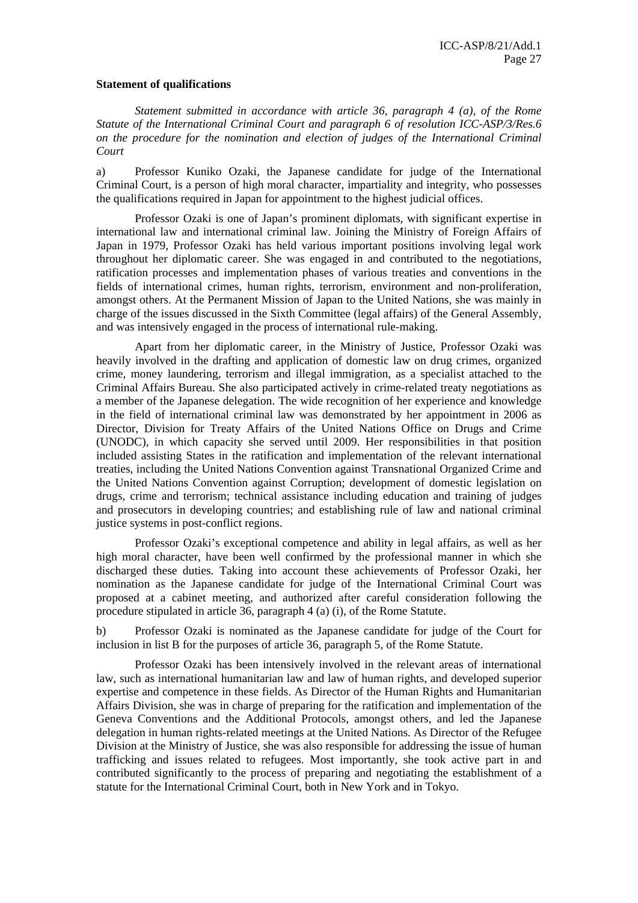**Statement of qualifications**

*Statement submitted in accordance with article 36, paragraph 4 (a), of the Rome Statute of the International Criminal Court and paragraph 6 of resolution ICC-ASP/3/Res.6 on the procedure for the nomination and election of judges of the International Criminal Court*

a) Professor Kuniko Ozaki, the Japanese candidate for judge of the International Criminal Court, is a person of high moral character, impartiality and integrity, who possesses the qualifications required in Japan for appointment to the highest judicial offices.

Professor Ozaki is one of Japan's prominent diplomats, with significant expertise in international law and international criminal law. Joining the Ministry of Foreign Affairs of Japan in 1979, Professor Ozaki has held various important positions involving legal work throughout her diplomatic career. She was engaged in and contributed to the negotiations, ratification processes and implementation phases of various treaties and conventions in the fields of international crimes, human rights, terrorism, environment and non-proliferation, amongst others. At the Permanent Mission of Japan to the United Nations, she was mainly in charge of the issues discussed in the Sixth Committee (legal affairs) of the General Assembly, and was intensively engaged in the process of international rule-making.

Apart from her diplomatic career, in the Ministry of Justice, Professor Ozaki was heavily involved in the drafting and application of domestic law on drug crimes, organized crime, money laundering, terrorism and illegal immigration, as a specialist attached to the Criminal Affairs Bureau. She also participated actively in crime-related treaty negotiations as a member of the Japanese delegation. The wide recognition of her experience and knowledge in the field of international criminal law was demonstrated by her appointment in 2006 as Director, Division for Treaty Affairs of the United Nations Office on Drugs and Crime (UNODC), in which capacity she served until 2009. Her responsibilities in that position included assisting States in the ratification and implementation of the relevant international treaties, including the United Nations Convention against Transnational Organized Crime and the United Nations Convention against Corruption; development of domestic legislation on drugs, crime and terrorism; technical assistance including education and training of judges and prosecutors in developing countries; and establishing rule of law and national criminal justice systems in post-conflict regions.

Professor Ozaki's exceptional competence and ability in legal affairs, as well as her high moral character, have been well confirmed by the professional manner in which she discharged these duties. Taking into account these achievements of Professor Ozaki, her nomination as the Japanese candidate for judge of the International Criminal Court was proposed at a cabinet meeting, and authorized after careful consideration following the procedure stipulated in article 36, paragraph 4 (a) (i), of the Rome Statute.

b) Professor Ozaki is nominated as the Japanese candidate for judge of the Court for inclusion in list B for the purposes of article 36, paragraph 5, of the Rome Statute.

Professor Ozaki has been intensively involved in the relevant areas of international law, such as international humanitarian law and law of human rights, and developed superior expertise and competence in these fields. As Director of the Human Rights and Humanitarian Affairs Division, she was in charge of preparing for the ratification and implementation of the Geneva Conventions and the Additional Protocols, amongst others, and led the Japanese delegation in human rights-related meetings at the United Nations. As Director of the Refugee Division at the Ministry of Justice, she was also responsible for addressing the issue of human trafficking and issues related to refugees. Most importantly, she took active part in and contributed significantly to the process of preparing and negotiating the establishment of a statute for the International Criminal Court, both in New York and in Tokyo.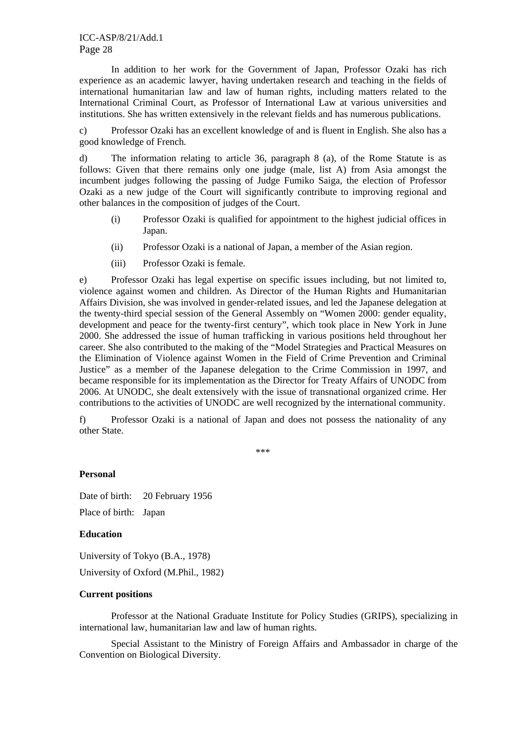In addition to her work for the Government of Japan, Professor Ozaki has rich experience as an academic lawyer, having undertaken research and teaching in the fields of international humanitarian law and law of human rights, including matters related to the International Criminal Court, as Professor of International Law at various universities and institutions. She has written extensively in the relevant fields and has numerous publications.

c) Professor Ozaki has an excellent knowledge of and is fluent in English. She also has a good knowledge of French.

d) The information relating to article 36, paragraph 8 (a), of the Rome Statute is as follows: Given that there remains only one judge (male, list A) from Asia amongst the incumbent judges following the passing of Judge Fumiko Saiga, the election of Professor Ozaki as a new judge of the Court will significantly contribute to improving regional and other balances in the composition of judges of the Court.

- (i) Professor Ozaki is qualified for appointment to the highest judicial offices in Japan.
- (ii) Professor Ozaki is a national of Japan, a member of the Asian region.
- (iii) Professor Ozaki is female.

e) Professor Ozaki has legal expertise on specific issues including, but not limited to, violence against women and children. As Director of the Human Rights and Humanitarian Affairs Division, she was involved in gender-related issues, and led the Japanese delegation at the twenty-third special session of the General Assembly on "Women 2000: gender equality, development and peace for the twenty-first century", which took place in New York in June 2000. She addressed the issue of human trafficking in various positions held throughout her career. She also contributed to the making of the "Model Strategies and Practical Measures on the Elimination of Violence against Women in the Field of Crime Prevention and Criminal Justice" as a member of the Japanese delegation to the Crime Commission in 1997, and became responsible for its implementation as the Director for Treaty Affairs of UNODC from 2006. At UNODC, she dealt extensively with the issue of transnational organized crime. Her contributions to the activities of UNODC are well recognized by the international community.

f) Professor Ozaki is a national of Japan and does not possess the nationality of any other State.

\*\*\*

**Personal**

Date of birth: 20 February 1956

Place of birth: Japan

**Education**

University of Tokyo (B.A., 1978)

University of Oxford (M.Phil., 1982)

**Current positions**

Professor at the National Graduate Institute for Policy Studies (GRIPS), specializing in international law, humanitarian law and law of human rights.

Special Assistant to the Ministry of Foreign Affairs and Ambassador in charge of the Convention on Biological Diversity.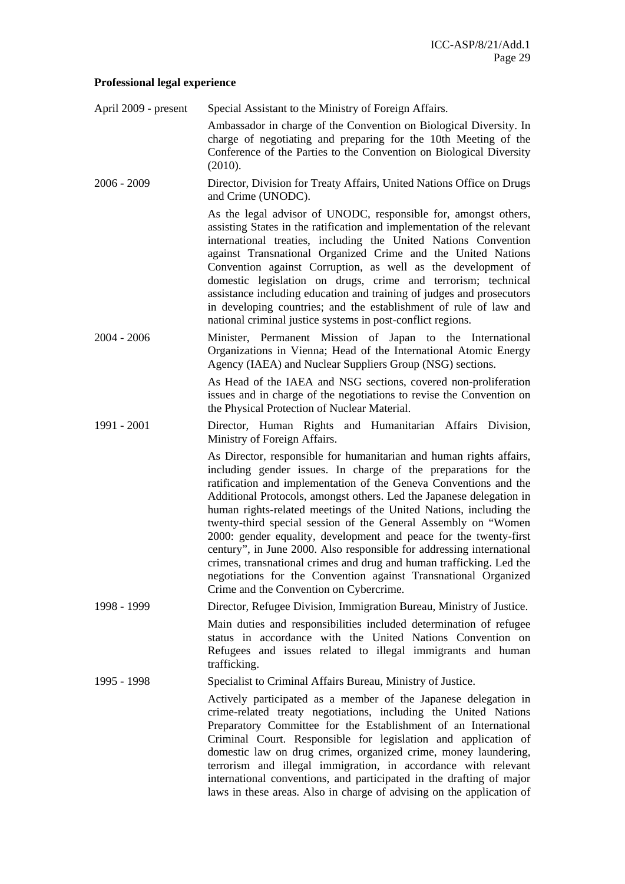**Professional legal experience**

April 2009 - present
Special Assistant to the Ministry of Foreign Affairs.

Ambassador in charge of the Convention on Biological Diversity. In charge of negotiating and preparing for the 10th Meeting of the Conference of the Parties to the Convention on Biological Diversity (2010).

2006 - 2009
Director, Division for Treaty Affairs, United Nations Office on Drugs and Crime (UNODC).

As the legal advisor of UNODC, responsible for, amongst others, assisting States in the ratification and implementation of the relevant international treaties, including the United Nations Convention against Transnational Organized Crime and the United Nations Convention against Corruption, as well as the development of domestic legislation on drugs, crime and terrorism; technical assistance including education and training of judges and prosecutors in developing countries; and the establishment of rule of law and national criminal justice systems in post-conflict regions.

2004 - 2006
Minister, Permanent Mission of Japan to the International Organizations in Vienna; Head of the International Atomic Energy Agency (IAEA) and Nuclear Suppliers Group (NSG) sections.

As Head of the IAEA and NSG sections, covered non-proliferation issues and in charge of the negotiations to revise the Convention on the Physical Protection of Nuclear Material.

1991 - 2001
Director, Human Rights and Humanitarian Affairs Division, Ministry of Foreign Affairs.

As Director, responsible for humanitarian and human rights affairs, including gender issues. In charge of the preparations for the ratification and implementation of the Geneva Conventions and the Additional Protocols, amongst others. Led the Japanese delegation in human rights-related meetings of the United Nations, including the twenty-third special session of the General Assembly on "Women 2000: gender equality, development and peace for the twenty-first century", in June 2000. Also responsible for addressing international crimes, transnational crimes and drug and human trafficking. Led the negotiations for the Convention against Transnational Organized Crime and the Convention on Cybercrime.

1998 - 1999
Director, Refugee Division, Immigration Bureau, Ministry of Justice.

Main duties and responsibilities included determination of refugee status in accordance with the United Nations Convention on Refugees and issues related to illegal immigrants and human trafficking.

1995 - 1998
Specialist to Criminal Affairs Bureau, Ministry of Justice.

Actively participated as a member of the Japanese delegation in crime-related treaty negotiations, including the United Nations Preparatory Committee for the Establishment of an International Criminal Court. Responsible for legislation and application of domestic law on drug crimes, organized crime, money laundering, terrorism and illegal immigration, in accordance with relevant international conventions, and participated in the drafting of major laws in these areas. Also in charge of advising on the application of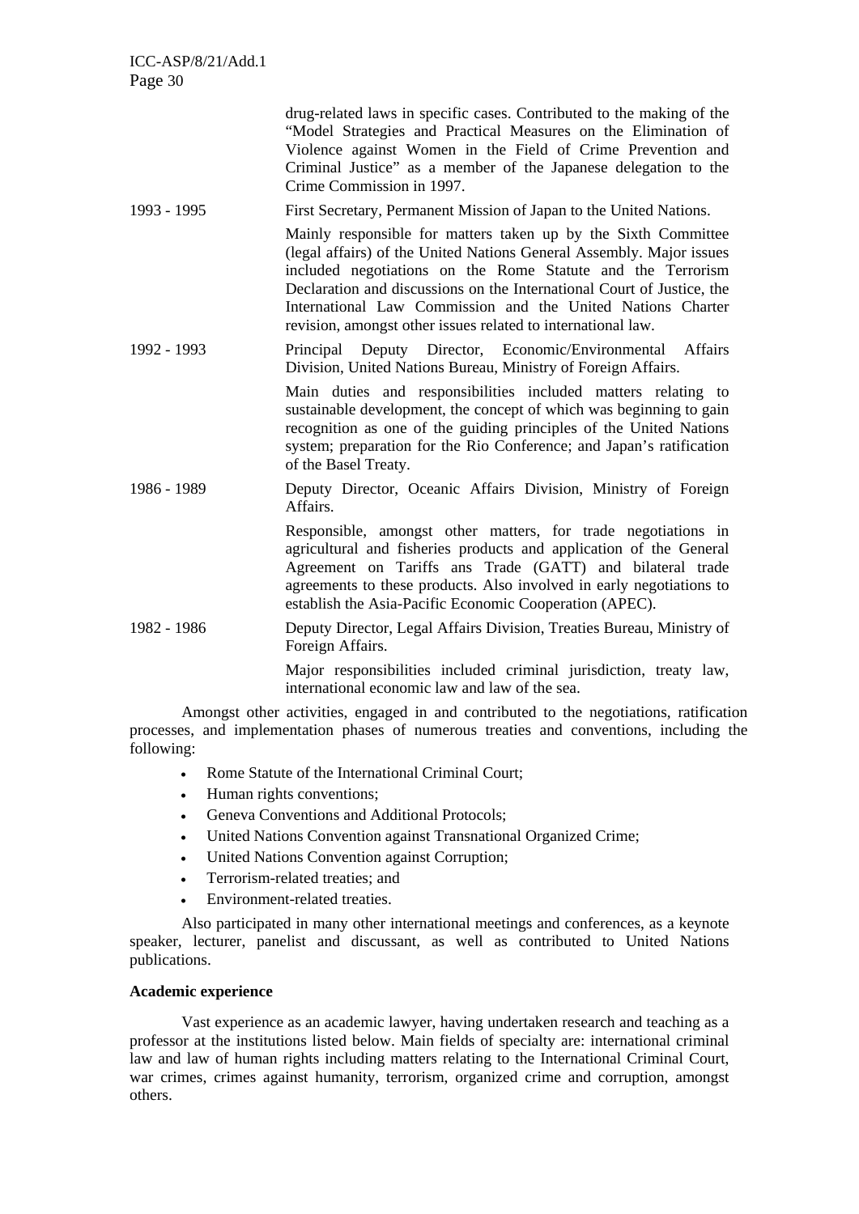drug-related laws in specific cases. Contributed to the making of the "Model Strategies and Practical Measures on the Elimination of Violence against Women in the Field of Crime Prevention and Criminal Justice" as a member of the Japanese delegation to the Crime Commission in 1997.

1993 - 1995 First Secretary, Permanent Mission of Japan to the United Nations.

Mainly responsible for matters taken up by the Sixth Committee (legal affairs) of the United Nations General Assembly. Major issues included negotiations on the Rome Statute and the Terrorism Declaration and discussions on the International Court of Justice, the International Law Commission and the United Nations Charter revision, amongst other issues related to international law.

1992 - 1993 Principal Deputy Director, Economic/Environmental Affairs Division, United Nations Bureau, Ministry of Foreign Affairs.

Main duties and responsibilities included matters relating to sustainable development, the concept of which was beginning to gain recognition as one of the guiding principles of the United Nations system; preparation for the Rio Conference; and Japan's ratification of the Basel Treaty.

1986 - 1989 Deputy Director, Oceanic Affairs Division, Ministry of Foreign Affairs.

Responsible, amongst other matters, for trade negotiations in agricultural and fisheries products and application of the General Agreement on Tariffs ans Trade (GATT) and bilateral trade agreements to these products. Also involved in early negotiations to establish the Asia-Pacific Economic Cooperation (APEC).

1982 - 1986 Deputy Director, Legal Affairs Division, Treaties Bureau, Ministry of Foreign Affairs.

Major responsibilities included criminal jurisdiction, treaty law, international economic law and law of the sea.

Amongst other activities, engaged in and contributed to the negotiations, ratification processes, and implementation phases of numerous treaties and conventions, including the following:

- Rome Statute of the International Criminal Court;
- Human rights conventions;
- Geneva Conventions and Additional Protocols;
- United Nations Convention against Transnational Organized Crime;
- United Nations Convention against Corruption;
- Terrorism-related treaties; and
- Environment-related treaties.

Also participated in many other international meetings and conferences, as a keynote speaker, lecturer, panelist and discussant, as well as contributed to United Nations publications.

**Academic experience**

Vast experience as an academic lawyer, having undertaken research and teaching as a professor at the institutions listed below. Main fields of specialty are: international criminal law and law of human rights including matters relating to the International Criminal Court, war crimes, crimes against humanity, terrorism, organized crime and corruption, amongst others.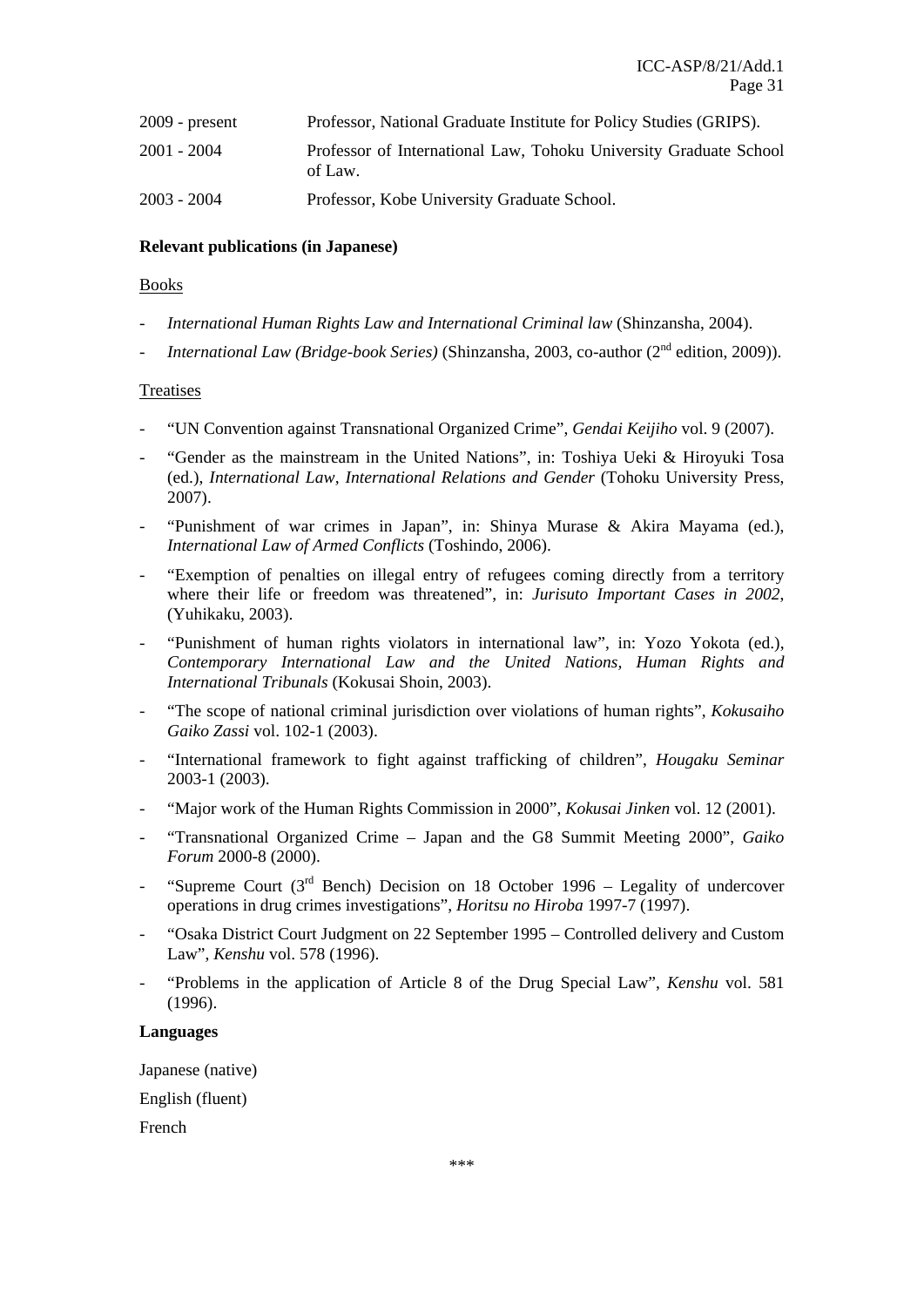| | |
|---|---|
| 2009 - present | Professor, National Graduate Institute for Policy Studies (GRIPS). |
| 2001 - 2004 | Professor of International Law, Tohoku University Graduate School of Law. |
| 2003 - 2004 | Professor, Kobe University Graduate School. |

**Relevant publications (in Japanese)**

Books

- *International Human Rights Law and International Criminal law* (Shinzansha, 2004).
- *International Law (Bridge-book Series)* (Shinzansha, 2003, co-author (2nd edition, 2009)).

Treatises

- "UN Convention against Transnational Organized Crime", *Gendai Keijiho* vol. 9 (2007).
- "Gender as the mainstream in the United Nations", in: Toshiya Ueki & Hiroyuki Tosa (ed.), *International Law, International Relations and Gender* (Tohoku University Press, 2007).
- "Punishment of war crimes in Japan", in: Shinya Murase & Akira Mayama (ed.), *International Law of Armed Conflicts* (Toshindo, 2006).
- "Exemption of penalties on illegal entry of refugees coming directly from a territory where their life or freedom was threatened", in: *Jurisuto Important Cases in 2002*, (Yuhikaku, 2003).
- "Punishment of human rights violators in international law", in: Yozo Yokota (ed.), *Contemporary International Law and the United Nations, Human Rights and International Tribunals* (Kokusai Shoin, 2003).
- "The scope of national criminal jurisdiction over violations of human rights", *Kokusaiho Gaiko Zassi* vol. 102-1 (2003).
- "International framework to fight against trafficking of children", *Hougaku Seminar* 2003-1 (2003).
- "Major work of the Human Rights Commission in 2000", *Kokusai Jinken* vol. 12 (2001).
- "Transnational Organized Crime – Japan and the G8 Summit Meeting 2000", *Gaiko Forum* 2000-8 (2000).
- "Supreme Court (3rd Bench) Decision on 18 October 1996 – Legality of undercover operations in drug crimes investigations", *Horitsu no Hiroba* 1997-7 (1997).
- "Osaka District Court Judgment on 22 September 1995 – Controlled delivery and Custom Law", *Kenshu* vol. 578 (1996).
- "Problems in the application of Article 8 of the Drug Special Law", *Kenshu* vol. 581 (1996).

**Languages**

Japanese (native)

English (fluent)

French

\*\*\*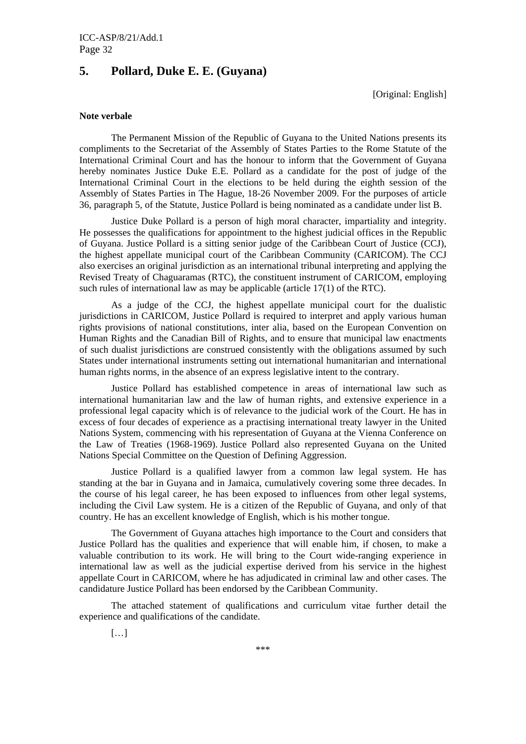## 5. Pollard, Duke E. E. (Guyana)

[Original: English]

**Note verbale**

The Permanent Mission of the Republic of Guyana to the United Nations presents its compliments to the Secretariat of the Assembly of States Parties to the Rome Statute of the International Criminal Court and has the honour to inform that the Government of Guyana hereby nominates Justice Duke E.E. Pollard as a candidate for the post of judge of the International Criminal Court in the elections to be held during the eighth session of the Assembly of States Parties in The Hague, 18-26 November 2009. For the purposes of article 36, paragraph 5, of the Statute, Justice Pollard is being nominated as a candidate under list B.

Justice Duke Pollard is a person of high moral character, impartiality and integrity. He possesses the qualifications for appointment to the highest judicial offices in the Republic of Guyana. Justice Pollard is a sitting senior judge of the Caribbean Court of Justice (CCJ), the highest appellate municipal court of the Caribbean Community (CARICOM). The CCJ also exercises an original jurisdiction as an international tribunal interpreting and applying the Revised Treaty of Chaguaramas (RTC), the constituent instrument of CARICOM, employing such rules of international law as may be applicable (article 17(1) of the RTC).

As a judge of the CCJ, the highest appellate municipal court for the dualistic jurisdictions in CARICOM, Justice Pollard is required to interpret and apply various human rights provisions of national constitutions, inter alia, based on the European Convention on Human Rights and the Canadian Bill of Rights, and to ensure that municipal law enactments of such dualist jurisdictions are construed consistently with the obligations assumed by such States under international instruments setting out international humanitarian and international human rights norms, in the absence of an express legislative intent to the contrary.

Justice Pollard has established competence in areas of international law such as international humanitarian law and the law of human rights, and extensive experience in a professional legal capacity which is of relevance to the judicial work of the Court. He has in excess of four decades of experience as a practising international treaty lawyer in the United Nations System, commencing with his representation of Guyana at the Vienna Conference on the Law of Treaties (1968-1969). Justice Pollard also represented Guyana on the United Nations Special Committee on the Question of Defining Aggression.

Justice Pollard is a qualified lawyer from a common law legal system. He has standing at the bar in Guyana and in Jamaica, cumulatively covering some three decades. In the course of his legal career, he has been exposed to influences from other legal systems, including the Civil Law system. He is a citizen of the Republic of Guyana, and only of that country. He has an excellent knowledge of English, which is his mother tongue.

The Government of Guyana attaches high importance to the Court and considers that Justice Pollard has the qualities and experience that will enable him, if chosen, to make a valuable contribution to its work. He will bring to the Court wide-ranging experience in international law as well as the judicial expertise derived from his service in the highest appellate Court in CARICOM, where he has adjudicated in criminal law and other cases. The candidature Justice Pollard has been endorsed by the Caribbean Community.

The attached statement of qualifications and curriculum vitae further detail the experience and qualifications of the candidate.

[…]

\*\*\*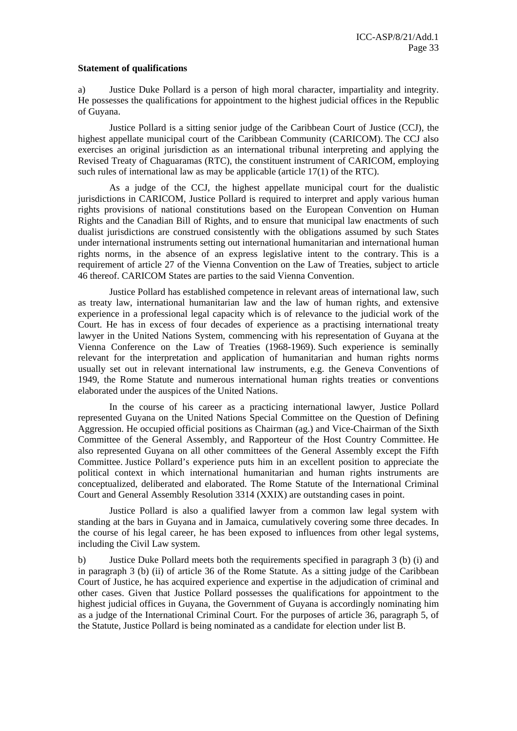**Statement of qualifications**

a) Justice Duke Pollard is a person of high moral character, impartiality and integrity. He possesses the qualifications for appointment to the highest judicial offices in the Republic of Guyana.

Justice Pollard is a sitting senior judge of the Caribbean Court of Justice (CCJ), the highest appellate municipal court of the Caribbean Community (CARICOM). The CCJ also exercises an original jurisdiction as an international tribunal interpreting and applying the Revised Treaty of Chaguaramas (RTC), the constituent instrument of CARICOM, employing such rules of international law as may be applicable (article 17(1) of the RTC).

As a judge of the CCJ, the highest appellate municipal court for the dualistic jurisdictions in CARICOM, Justice Pollard is required to interpret and apply various human rights provisions of national constitutions based on the European Convention on Human Rights and the Canadian Bill of Rights, and to ensure that municipal law enactments of such dualist jurisdictions are construed consistently with the obligations assumed by such States under international instruments setting out international humanitarian and international human rights norms, in the absence of an express legislative intent to the contrary. This is a requirement of article 27 of the Vienna Convention on the Law of Treaties, subject to article 46 thereof. CARICOM States are parties to the said Vienna Convention.

Justice Pollard has established competence in relevant areas of international law, such as treaty law, international humanitarian law and the law of human rights, and extensive experience in a professional legal capacity which is of relevance to the judicial work of the Court. He has in excess of four decades of experience as a practising international treaty lawyer in the United Nations System, commencing with his representation of Guyana at the Vienna Conference on the Law of Treaties (1968-1969). Such experience is seminally relevant for the interpretation and application of humanitarian and human rights norms usually set out in relevant international law instruments, e.g. the Geneva Conventions of 1949, the Rome Statute and numerous international human rights treaties or conventions elaborated under the auspices of the United Nations.

In the course of his career as a practicing international lawyer, Justice Pollard represented Guyana on the United Nations Special Committee on the Question of Defining Aggression. He occupied official positions as Chairman (ag.) and Vice-Chairman of the Sixth Committee of the General Assembly, and Rapporteur of the Host Country Committee. He also represented Guyana on all other committees of the General Assembly except the Fifth Committee. Justice Pollard's experience puts him in an excellent position to appreciate the political context in which international humanitarian and human rights instruments are conceptualized, deliberated and elaborated. The Rome Statute of the International Criminal Court and General Assembly Resolution 3314 (XXIX) are outstanding cases in point.

Justice Pollard is also a qualified lawyer from a common law legal system with standing at the bars in Guyana and in Jamaica, cumulatively covering some three decades. In the course of his legal career, he has been exposed to influences from other legal systems, including the Civil Law system.

b) Justice Duke Pollard meets both the requirements specified in paragraph 3 (b) (i) and in paragraph 3 (b) (ii) of article 36 of the Rome Statute. As a sitting judge of the Caribbean Court of Justice, he has acquired experience and expertise in the adjudication of criminal and other cases. Given that Justice Pollard possesses the qualifications for appointment to the highest judicial offices in Guyana, the Government of Guyana is accordingly nominating him as a judge of the International Criminal Court. For the purposes of article 36, paragraph 5, of the Statute, Justice Pollard is being nominated as a candidate for election under list B.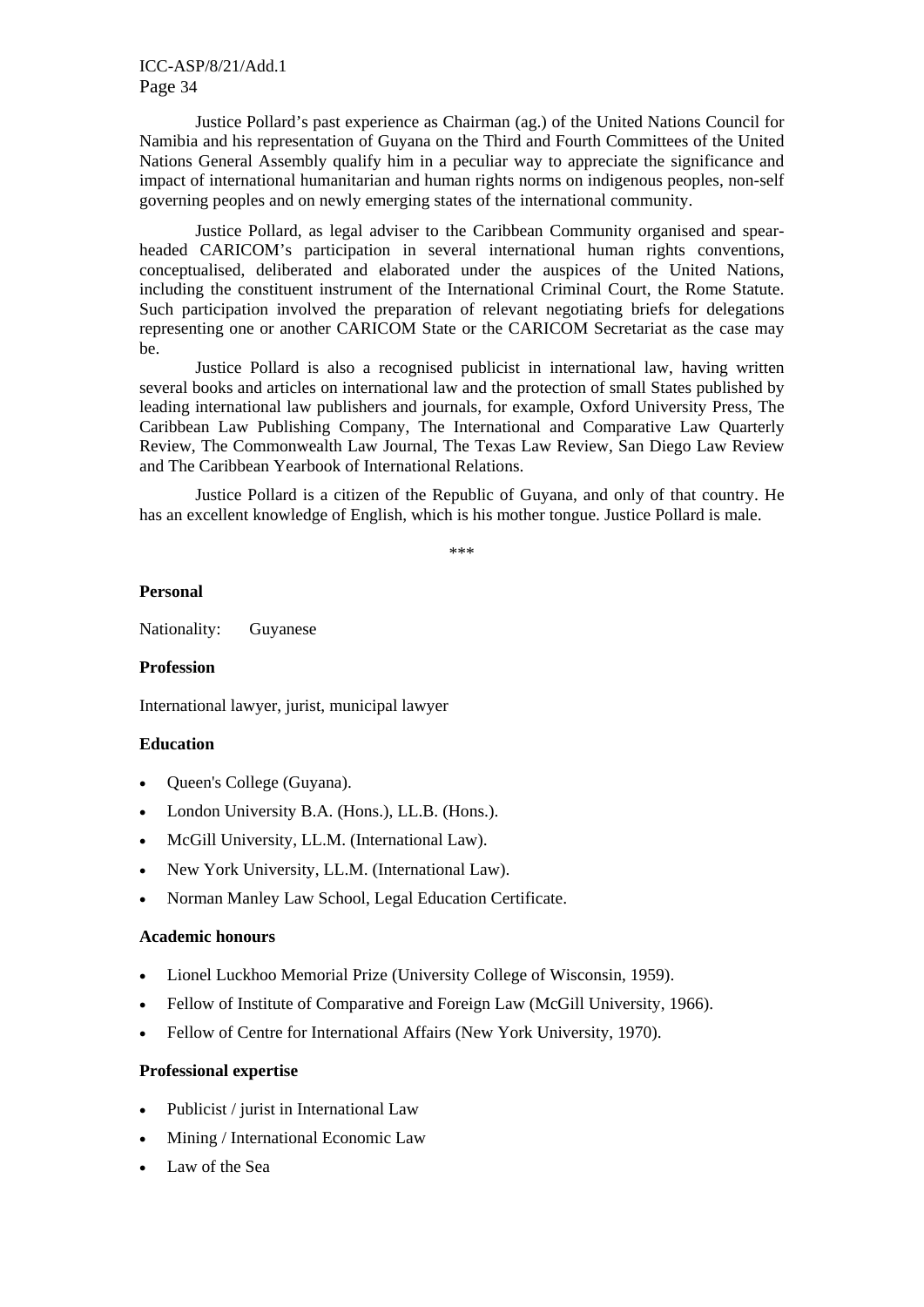Justice Pollard's past experience as Chairman (ag.) of the United Nations Council for Namibia and his representation of Guyana on the Third and Fourth Committees of the United Nations General Assembly qualify him in a peculiar way to appreciate the significance and impact of international humanitarian and human rights norms on indigenous peoples, non-self governing peoples and on newly emerging states of the international community.

Justice Pollard, as legal adviser to the Caribbean Community organised and spear-headed CARICOM's participation in several international human rights conventions, conceptualised, deliberated and elaborated under the auspices of the United Nations, including the constituent instrument of the International Criminal Court, the Rome Statute. Such participation involved the preparation of relevant negotiating briefs for delegations representing one or another CARICOM State or the CARICOM Secretariat as the case may be.

Justice Pollard is also a recognised publicist in international law, having written several books and articles on international law and the protection of small States published by leading international law publishers and journals, for example, Oxford University Press, The Caribbean Law Publishing Company, The International and Comparative Law Quarterly Review, The Commonwealth Law Journal, The Texas Law Review, San Diego Law Review and The Caribbean Yearbook of International Relations.

Justice Pollard is a citizen of the Republic of Guyana, and only of that country. He has an excellent knowledge of English, which is his mother tongue. Justice Pollard is male.

\*\*\*

**Personal**

Nationality: Guyanese

**Profession**

International lawyer, jurist, municipal lawyer

**Education**

- Queen's College (Guyana).
- London University B.A. (Hons.), LL.B. (Hons.).
- McGill University, LL.M. (International Law).
- New York University, LL.M. (International Law).
- Norman Manley Law School, Legal Education Certificate.

**Academic honours**

- Lionel Luckhoo Memorial Prize (University College of Wisconsin, 1959).
- Fellow of Institute of Comparative and Foreign Law (McGill University, 1966).
- Fellow of Centre for International Affairs (New York University, 1970).

**Professional expertise**

- Publicist / jurist in International Law
- Mining / International Economic Law
- Law of the Sea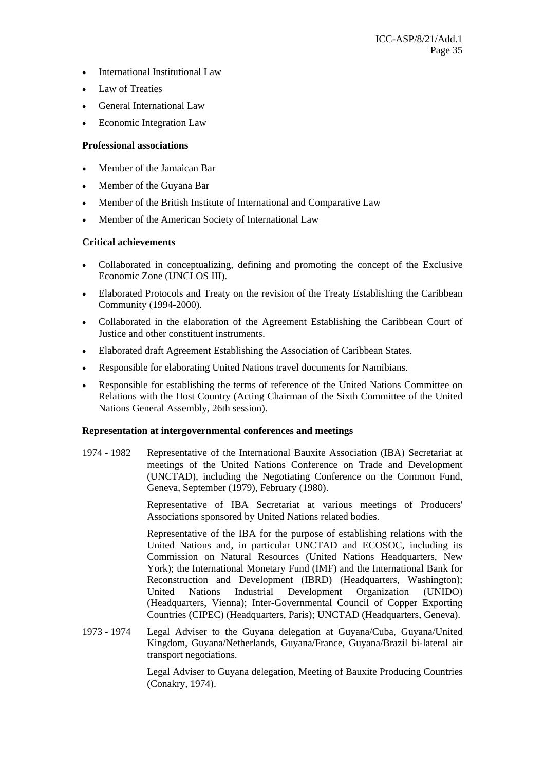- International Institutional Law
- Law of Treaties
- General International Law
- Economic Integration Law

**Professional associations**

- Member of the Jamaican Bar
- Member of the Guyana Bar
- Member of the British Institute of International and Comparative Law
- Member of the American Society of International Law

**Critical achievements**

- Collaborated in conceptualizing, defining and promoting the concept of the Exclusive Economic Zone (UNCLOS III).
- Elaborated Protocols and Treaty on the revision of the Treaty Establishing the Caribbean Community (1994-2000).
- Collaborated in the elaboration of the Agreement Establishing the Caribbean Court of Justice and other constituent instruments.
- Elaborated draft Agreement Establishing the Association of Caribbean States.
- Responsible for elaborating United Nations travel documents for Namibians.
- Responsible for establishing the terms of reference of the United Nations Committee on Relations with the Host Country (Acting Chairman of the Sixth Committee of the United Nations General Assembly, 26th session).

**Representation at intergovernmental conferences and meetings**

1974 - 1982 Representative of the International Bauxite Association (IBA) Secretariat at meetings of the United Nations Conference on Trade and Development (UNCTAD), including the Negotiating Conference on the Common Fund, Geneva, September (1979), February (1980).

Representative of IBA Secretariat at various meetings of Producers' Associations sponsored by United Nations related bodies.

Representative of the IBA for the purpose of establishing relations with the United Nations and, in particular UNCTAD and ECOSOC, including its Commission on Natural Resources (United Nations Headquarters, New York); the International Monetary Fund (IMF) and the International Bank for Reconstruction and Development (IBRD) (Headquarters, Washington); United Nations Industrial Development Organization (UNIDO) (Headquarters, Vienna); Inter-Governmental Council of Copper Exporting Countries (CIPEC) (Headquarters, Paris); UNCTAD (Headquarters, Geneva).

1973 - 1974 Legal Adviser to the Guyana delegation at Guyana/Cuba, Guyana/United Kingdom, Guyana/Netherlands, Guyana/France, Guyana/Brazil bi-lateral air transport negotiations.

Legal Adviser to Guyana delegation, Meeting of Bauxite Producing Countries (Conakry, 1974).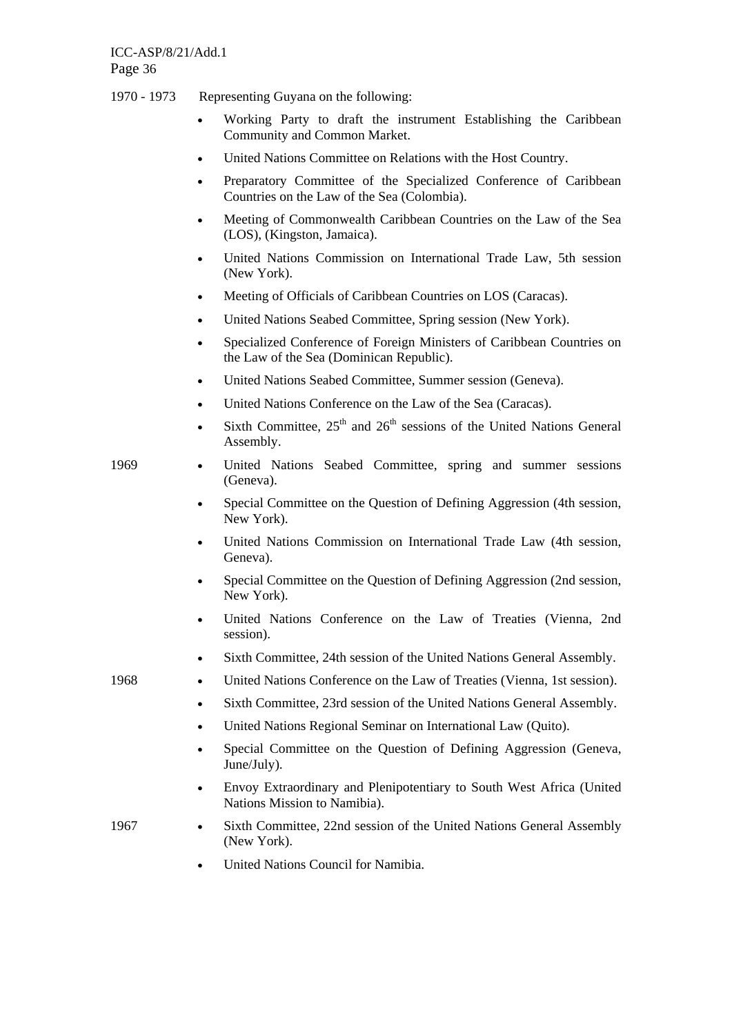1970 - 1973 Representing Guyana on the following:

- Working Party to draft the instrument Establishing the Caribbean Community and Common Market.
- United Nations Committee on Relations with the Host Country.
- Preparatory Committee of the Specialized Conference of Caribbean Countries on the Law of the Sea (Colombia).
- Meeting of Commonwealth Caribbean Countries on the Law of the Sea (LOS), (Kingston, Jamaica).
- United Nations Commission on International Trade Law, 5th session (New York).
- Meeting of Officials of Caribbean Countries on LOS (Caracas).
- United Nations Seabed Committee, Spring session (New York).
- Specialized Conference of Foreign Ministers of Caribbean Countries on the Law of the Sea (Dominican Republic).
- United Nations Seabed Committee, Summer session (Geneva).
- United Nations Conference on the Law of the Sea (Caracas).
- Sixth Committee, 25th and 26th sessions of the United Nations General Assembly.

1969

- United Nations Seabed Committee, spring and summer sessions (Geneva).
- Special Committee on the Question of Defining Aggression (4th session, New York).
- United Nations Commission on International Trade Law (4th session, Geneva).
- Special Committee on the Question of Defining Aggression (2nd session, New York).
- United Nations Conference on the Law of Treaties (Vienna, 2nd session).
- Sixth Committee, 24th session of the United Nations General Assembly.

1968

- United Nations Conference on the Law of Treaties (Vienna, 1st session).
- Sixth Committee, 23rd session of the United Nations General Assembly.
- United Nations Regional Seminar on International Law (Quito).
- Special Committee on the Question of Defining Aggression (Geneva, June/July).
- Envoy Extraordinary and Plenipotentiary to South West Africa (United Nations Mission to Namibia).

1967

- Sixth Committee, 22nd session of the United Nations General Assembly (New York).
- United Nations Council for Namibia.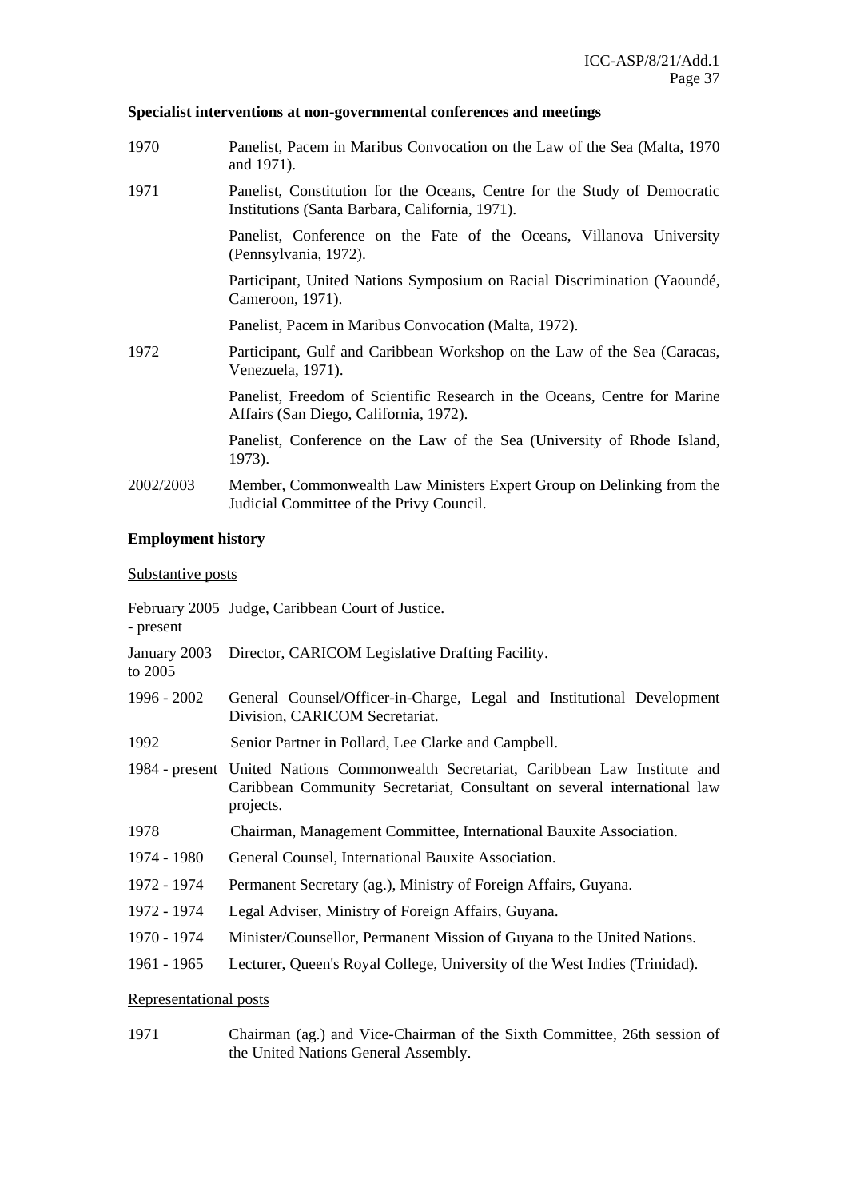**Specialist interventions at non-governmental conferences and meetings**

| | |
|---|---|
| 1970 | Panelist, Pacem in Maribus Convocation on the Law of the Sea (Malta, 1970 and 1971). |
| 1971 | Panelist, Constitution for the Oceans, Centre for the Study of Democratic Institutions (Santa Barbara, California, 1971). |
| | Panelist, Conference on the Fate of the Oceans, Villanova University (Pennsylvania, 1972). |
| | Participant, United Nations Symposium on Racial Discrimination (Yaoundé, Cameroon, 1971). |
| | Panelist, Pacem in Maribus Convocation (Malta, 1972). |
| 1972 | Participant, Gulf and Caribbean Workshop on the Law of the Sea (Caracas, Venezuela, 1971). |
| | Panelist, Freedom of Scientific Research in the Oceans, Centre for Marine Affairs (San Diego, California, 1972). |
| | Panelist, Conference on the Law of the Sea (University of Rhode Island, 1973). |
| 2002/2003 | Member, Commonwealth Law Ministers Expert Group on Delinking from the Judicial Committee of the Privy Council. |

**Employment history**

Substantive posts

| | |
|---|---|
| February 2005 - present | Judge, Caribbean Court of Justice. |
| January 2003 to 2005 | Director, CARICOM Legislative Drafting Facility. |
| 1996 - 2002 | General Counsel/Officer-in-Charge, Legal and Institutional Development Division, CARICOM Secretariat. |
| 1992 | Senior Partner in Pollard, Lee Clarke and Campbell. |
| 1984 - present | United Nations Commonwealth Secretariat, Caribbean Law Institute and Caribbean Community Secretariat, Consultant on several international law projects. |
| 1978 | Chairman, Management Committee, International Bauxite Association. |
| 1974 - 1980 | General Counsel, International Bauxite Association. |
| 1972 - 1974 | Permanent Secretary (ag.), Ministry of Foreign Affairs, Guyana. |
| 1972 - 1974 | Legal Adviser, Ministry of Foreign Affairs, Guyana. |
| 1970 - 1974 | Minister/Counsellor, Permanent Mission of Guyana to the United Nations. |
| 1961 - 1965 | Lecturer, Queen's Royal College, University of the West Indies (Trinidad). |

Representational posts

| | |
|---|---|
| 1971 | Chairman (ag.) and Vice-Chairman of the Sixth Committee, 26th session of the United Nations General Assembly. |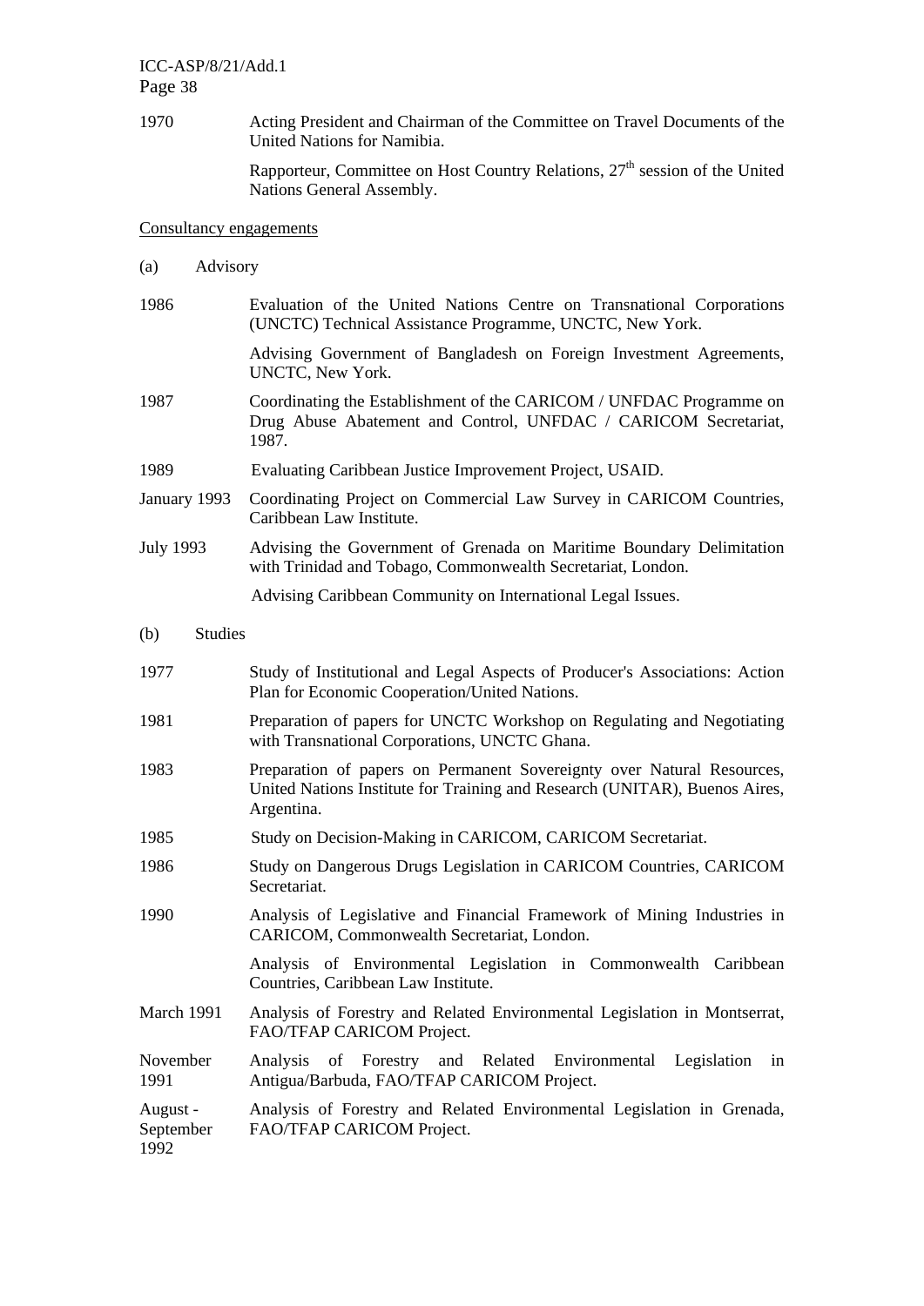1970 Acting President and Chairman of the Committee on Travel Documents of the United Nations for Namibia.

Rapporteur, Committee on Host Country Relations, 27th session of the United Nations General Assembly.

Consultancy engagements

(a) Advisory

1986 Evaluation of the United Nations Centre on Transnational Corporations (UNCTC) Technical Assistance Programme, UNCTC, New York.

Advising Government of Bangladesh on Foreign Investment Agreements, UNCTC, New York.

1987 Coordinating the Establishment of the CARICOM / UNFDAC Programme on Drug Abuse Abatement and Control, UNFDAC / CARICOM Secretariat, 1987.

1989 Evaluating Caribbean Justice Improvement Project, USAID.

January 1993 Coordinating Project on Commercial Law Survey in CARICOM Countries, Caribbean Law Institute.

July 1993 Advising the Government of Grenada on Maritime Boundary Delimitation with Trinidad and Tobago, Commonwealth Secretariat, London.

Advising Caribbean Community on International Legal Issues.

(b) Studies

1977 Study of Institutional and Legal Aspects of Producer's Associations: Action Plan for Economic Cooperation/United Nations.

1981 Preparation of papers for UNCTC Workshop on Regulating and Negotiating with Transnational Corporations, UNCTC Ghana.

1983 Preparation of papers on Permanent Sovereignty over Natural Resources, United Nations Institute for Training and Research (UNITAR), Buenos Aires, Argentina.

1985 Study on Decision-Making in CARICOM, CARICOM Secretariat.

1986 Study on Dangerous Drugs Legislation in CARICOM Countries, CARICOM Secretariat.

1990 Analysis of Legislative and Financial Framework of Mining Industries in CARICOM, Commonwealth Secretariat, London.

Analysis of Environmental Legislation in Commonwealth Caribbean Countries, Caribbean Law Institute.

March 1991 Analysis of Forestry and Related Environmental Legislation in Montserrat, FAO/TFAP CARICOM Project.

November 1991 Analysis of Forestry and Related Environmental Legislation in Antigua/Barbuda, FAO/TFAP CARICOM Project.

August - September 1992 Analysis of Forestry and Related Environmental Legislation in Grenada, FAO/TFAP CARICOM Project.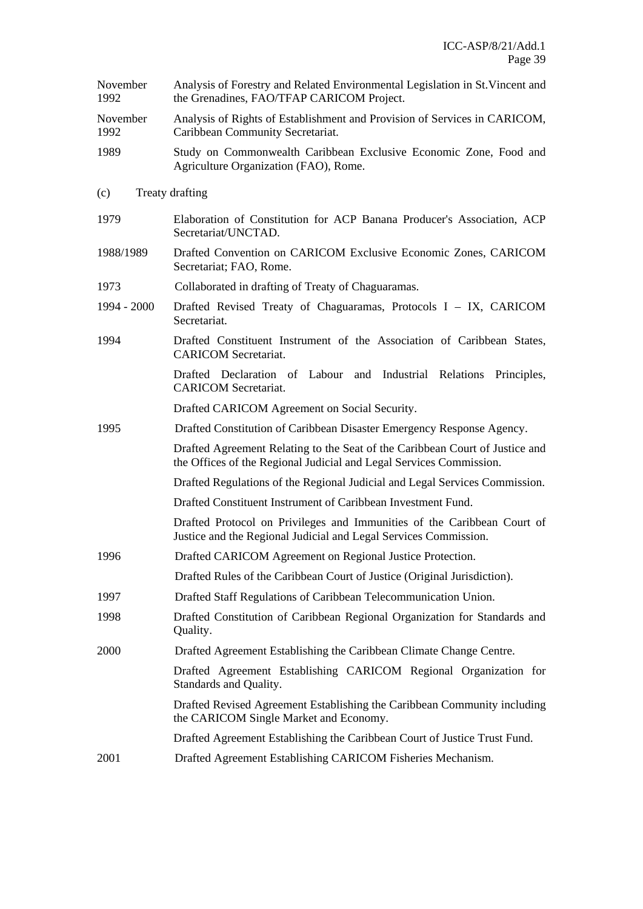November 1992 — Analysis of Forestry and Related Environmental Legislation in St.Vincent and the Grenadines, FAO/TFAP CARICOM Project.

November 1992 — Analysis of Rights of Establishment and Provision of Services in CARICOM, Caribbean Community Secretariat.

1989 — Study on Commonwealth Caribbean Exclusive Economic Zone, Food and Agriculture Organization (FAO), Rome.

(c) Treaty drafting

1979 — Elaboration of Constitution for ACP Banana Producer's Association, ACP Secretariat/UNCTAD.

1988/1989 — Drafted Convention on CARICOM Exclusive Economic Zones, CARICOM Secretariat; FAO, Rome.

1973 — Collaborated in drafting of Treaty of Chaguaramas.

1994 - 2000 — Drafted Revised Treaty of Chaguaramas, Protocols I – IX, CARICOM Secretariat.

1994 — Drafted Constituent Instrument of the Association of Caribbean States, CARICOM Secretariat.

Drafted Declaration of Labour and Industrial Relations Principles, CARICOM Secretariat.

Drafted CARICOM Agreement on Social Security.

1995 — Drafted Constitution of Caribbean Disaster Emergency Response Agency.

Drafted Agreement Relating to the Seat of the Caribbean Court of Justice and the Offices of the Regional Judicial and Legal Services Commission.

Drafted Regulations of the Regional Judicial and Legal Services Commission.

Drafted Constituent Instrument of Caribbean Investment Fund.

Drafted Protocol on Privileges and Immunities of the Caribbean Court of Justice and the Regional Judicial and Legal Services Commission.

1996 — Drafted CARICOM Agreement on Regional Justice Protection.

Drafted Rules of the Caribbean Court of Justice (Original Jurisdiction).

1997 — Drafted Staff Regulations of Caribbean Telecommunication Union.

1998 — Drafted Constitution of Caribbean Regional Organization for Standards and Quality.

2000 — Drafted Agreement Establishing the Caribbean Climate Change Centre.

Drafted Agreement Establishing CARICOM Regional Organization for Standards and Quality.

Drafted Revised Agreement Establishing the Caribbean Community including the CARICOM Single Market and Economy.

Drafted Agreement Establishing the Caribbean Court of Justice Trust Fund.

2001 — Drafted Agreement Establishing CARICOM Fisheries Mechanism.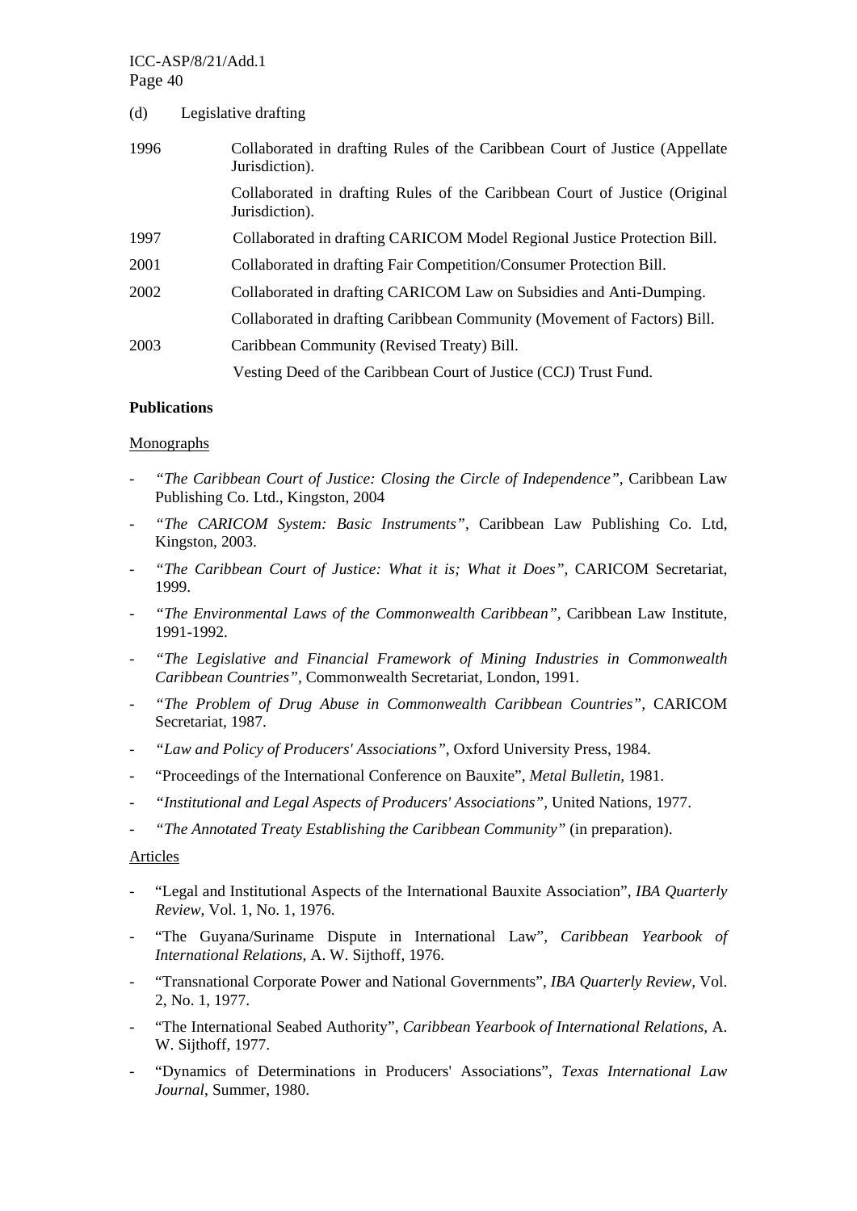(d) Legislative drafting

| | |
|---|---|
| 1996 | Collaborated in drafting Rules of the Caribbean Court of Justice (Appellate Jurisdiction). |
| | Collaborated in drafting Rules of the Caribbean Court of Justice (Original Jurisdiction). |
| 1997 | Collaborated in drafting CARICOM Model Regional Justice Protection Bill. |
| 2001 | Collaborated in drafting Fair Competition/Consumer Protection Bill. |
| 2002 | Collaborated in drafting CARICOM Law on Subsidies and Anti-Dumping. |
| | Collaborated in drafting Caribbean Community (Movement of Factors) Bill. |
| 2003 | Caribbean Community (Revised Treaty) Bill. |
| | Vesting Deed of the Caribbean Court of Justice (CCJ) Trust Fund. |

**Publications**

Monographs

- *"The Caribbean Court of Justice: Closing the Circle of Independence"*, Caribbean Law Publishing Co. Ltd., Kingston, 2004
- *"The CARICOM System: Basic Instruments"*, Caribbean Law Publishing Co. Ltd, Kingston, 2003.
- *"The Caribbean Court of Justice: What it is; What it Does"*, CARICOM Secretariat, 1999.
- *"The Environmental Laws of the Commonwealth Caribbean"*, Caribbean Law Institute, 1991-1992.
- *"The Legislative and Financial Framework of Mining Industries in Commonwealth Caribbean Countries"*, Commonwealth Secretariat, London, 1991.
- *"The Problem of Drug Abuse in Commonwealth Caribbean Countries"*, CARICOM Secretariat, 1987.
- *"Law and Policy of Producers' Associations"*, Oxford University Press, 1984.
- "Proceedings of the International Conference on Bauxite", *Metal Bulletin*, 1981.
- *"Institutional and Legal Aspects of Producers' Associations"*, United Nations, 1977.
- *"The Annotated Treaty Establishing the Caribbean Community"* (in preparation).

Articles

- "Legal and Institutional Aspects of the International Bauxite Association", *IBA Quarterly Review*, Vol. 1, No. 1, 1976.
- "The Guyana/Suriname Dispute in International Law", *Caribbean Yearbook of International Relations*, A. W. Sijthoff, 1976.
- "Transnational Corporate Power and National Governments", *IBA Quarterly Review*, Vol. 2, No. 1, 1977.
- "The International Seabed Authority", *Caribbean Yearbook of International Relations*, A. W. Sijthoff, 1977.
- "Dynamics of Determinations in Producers' Associations", *Texas International Law Journal*, Summer, 1980.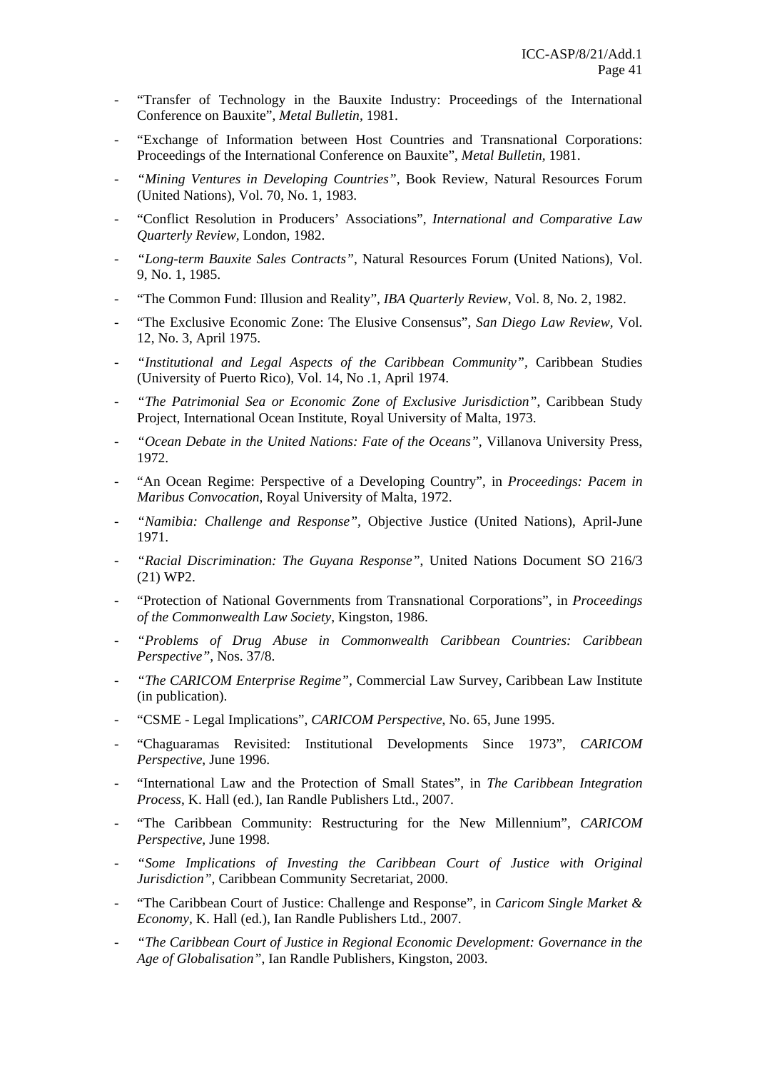- "Transfer of Technology in the Bauxite Industry: Proceedings of the International Conference on Bauxite", *Metal Bulletin*, 1981.

- "Exchange of Information between Host Countries and Transnational Corporations: Proceedings of the International Conference on Bauxite", *Metal Bulletin*, 1981.

- *"Mining Ventures in Developing Countries"*, Book Review, Natural Resources Forum (United Nations), Vol. 70, No. 1, 1983.

- "Conflict Resolution in Producers' Associations", *International and Comparative Law Quarterly Review*, London, 1982.

- *"Long-term Bauxite Sales Contracts"*, Natural Resources Forum (United Nations), Vol. 9, No. 1, 1985.

- "The Common Fund: Illusion and Reality", *IBA Quarterly Review*, Vol. 8, No. 2, 1982.

- "The Exclusive Economic Zone: The Elusive Consensus", *San Diego Law Review*, Vol. 12, No. 3, April 1975.

- *"Institutional and Legal Aspects of the Caribbean Community"*, Caribbean Studies (University of Puerto Rico), Vol. 14, No .1, April 1974.

- *"The Patrimonial Sea or Economic Zone of Exclusive Jurisdiction"*, Caribbean Study Project, International Ocean Institute, Royal University of Malta, 1973.

- *"Ocean Debate in the United Nations: Fate of the Oceans"*, Villanova University Press, 1972.

- "An Ocean Regime: Perspective of a Developing Country", in *Proceedings: Pacem in Maribus Convocation*, Royal University of Malta, 1972.

- *"Namibia: Challenge and Response"*, Objective Justice (United Nations), April-June 1971.

- *"Racial Discrimination: The Guyana Response"*, United Nations Document SO 216/3 (21) WP2.

- "Protection of National Governments from Transnational Corporations", in *Proceedings of the Commonwealth Law Society*, Kingston, 1986.

- *"Problems of Drug Abuse in Commonwealth Caribbean Countries: Caribbean Perspective"*, Nos. 37/8.

- *"The CARICOM Enterprise Regime"*, Commercial Law Survey, Caribbean Law Institute (in publication).

- "CSME - Legal Implications", *CARICOM Perspective*, No. 65, June 1995.

- "Chaguaramas Revisited: Institutional Developments Since 1973", *CARICOM Perspective*, June 1996.

- "International Law and the Protection of Small States", in *The Caribbean Integration Process*, K. Hall (ed.), Ian Randle Publishers Ltd., 2007.

- "The Caribbean Community: Restructuring for the New Millennium", *CARICOM Perspective*, June 1998.

- *"Some Implications of Investing the Caribbean Court of Justice with Original Jurisdiction"*, Caribbean Community Secretariat, 2000.

- "The Caribbean Court of Justice: Challenge and Response", in *Caricom Single Market & Economy*, K. Hall (ed.), Ian Randle Publishers Ltd., 2007.

- *"The Caribbean Court of Justice in Regional Economic Development: Governance in the Age of Globalisation"*, Ian Randle Publishers, Kingston, 2003.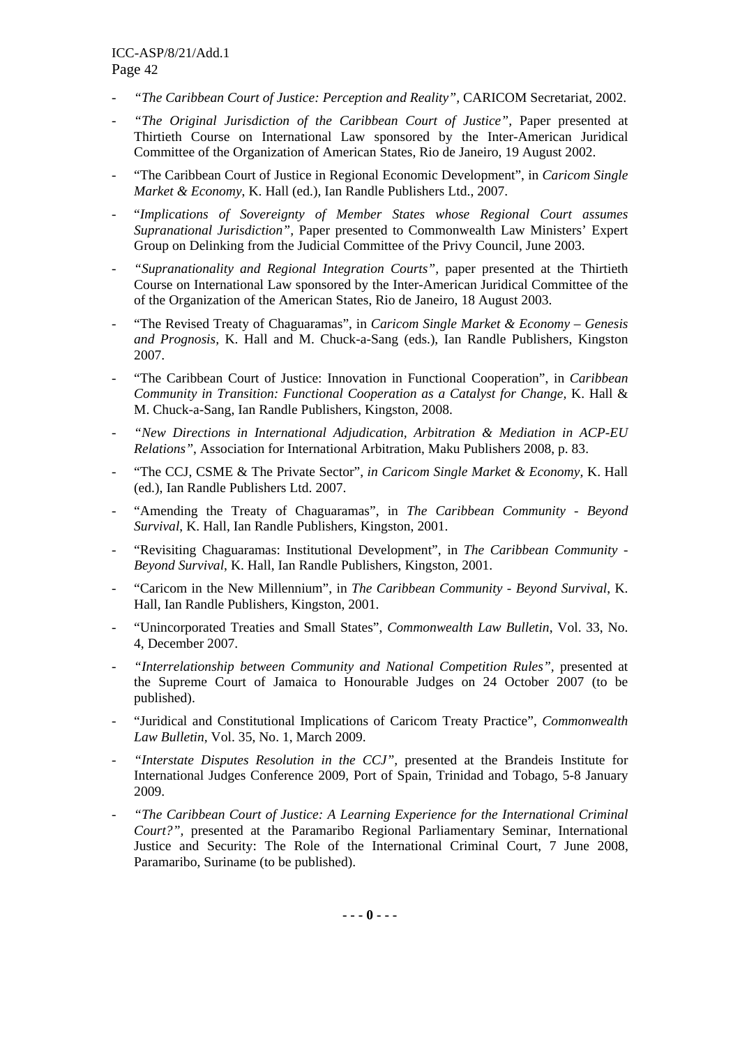- *"The Caribbean Court of Justice: Perception and Reality"*, CARICOM Secretariat, 2002.
- *"The Original Jurisdiction of the Caribbean Court of Justice"*, Paper presented at Thirtieth Course on International Law sponsored by the Inter-American Juridical Committee of the Organization of American States, Rio de Janeiro, 19 August 2002.
- "The Caribbean Court of Justice in Regional Economic Development", in *Caricom Single Market & Economy*, K. Hall (ed.), Ian Randle Publishers Ltd., 2007.
- "*Implications of Sovereignty of Member States whose Regional Court assumes Supranational Jurisdiction"*, Paper presented to Commonwealth Law Ministers' Expert Group on Delinking from the Judicial Committee of the Privy Council, June 2003.
- *"Supranationality and Regional Integration Courts"*, paper presented at the Thirtieth Course on International Law sponsored by the Inter-American Juridical Committee of the of the Organization of the American States, Rio de Janeiro, 18 August 2003.
- "The Revised Treaty of Chaguaramas", in *Caricom Single Market & Economy – Genesis and Prognosis,* K. Hall and M. Chuck-a-Sang (eds.), Ian Randle Publishers, Kingston 2007.
- "The Caribbean Court of Justice: Innovation in Functional Cooperation", in *Caribbean Community in Transition: Functional Cooperation as a Catalyst for Change,* K. Hall & M. Chuck-a-Sang, Ian Randle Publishers, Kingston, 2008.
- *"New Directions in International Adjudication, Arbitration & Mediation in ACP-EU Relations"*, Association for International Arbitration, Maku Publishers 2008, p. 83.
- "The CCJ, CSME & The Private Sector", *in Caricom Single Market & Economy*, K. Hall (ed.), Ian Randle Publishers Ltd. 2007.
- "Amending the Treaty of Chaguaramas", in *The Caribbean Community - Beyond Survival*, K. Hall, Ian Randle Publishers, Kingston, 2001.
- "Revisiting Chaguaramas: Institutional Development", in *The Caribbean Community - Beyond Survival*, K. Hall, Ian Randle Publishers, Kingston, 2001.
- "Caricom in the New Millennium", in *The Caribbean Community - Beyond Survival*, K. Hall, Ian Randle Publishers, Kingston, 2001.
- "Unincorporated Treaties and Small States", *Commonwealth Law Bulletin*, Vol. 33, No. 4, December 2007.
- *"Interrelationship between Community and National Competition Rules"*, presented at the Supreme Court of Jamaica to Honourable Judges on 24 October 2007 (to be published).
- "Juridical and Constitutional Implications of Caricom Treaty Practice", *Commonwealth Law Bulletin*, Vol. 35, No. 1, March 2009.
- *"Interstate Disputes Resolution in the CCJ"*, presented at the Brandeis Institute for International Judges Conference 2009, Port of Spain, Trinidad and Tobago, 5-8 January 2009.
- *"The Caribbean Court of Justice: A Learning Experience for the International Criminal Court?"*, presented at the Paramaribo Regional Parliamentary Seminar, International Justice and Security: The Role of the International Criminal Court, 7 June 2008, Paramaribo, Suriname (to be published).

**- - - 0 - - -**